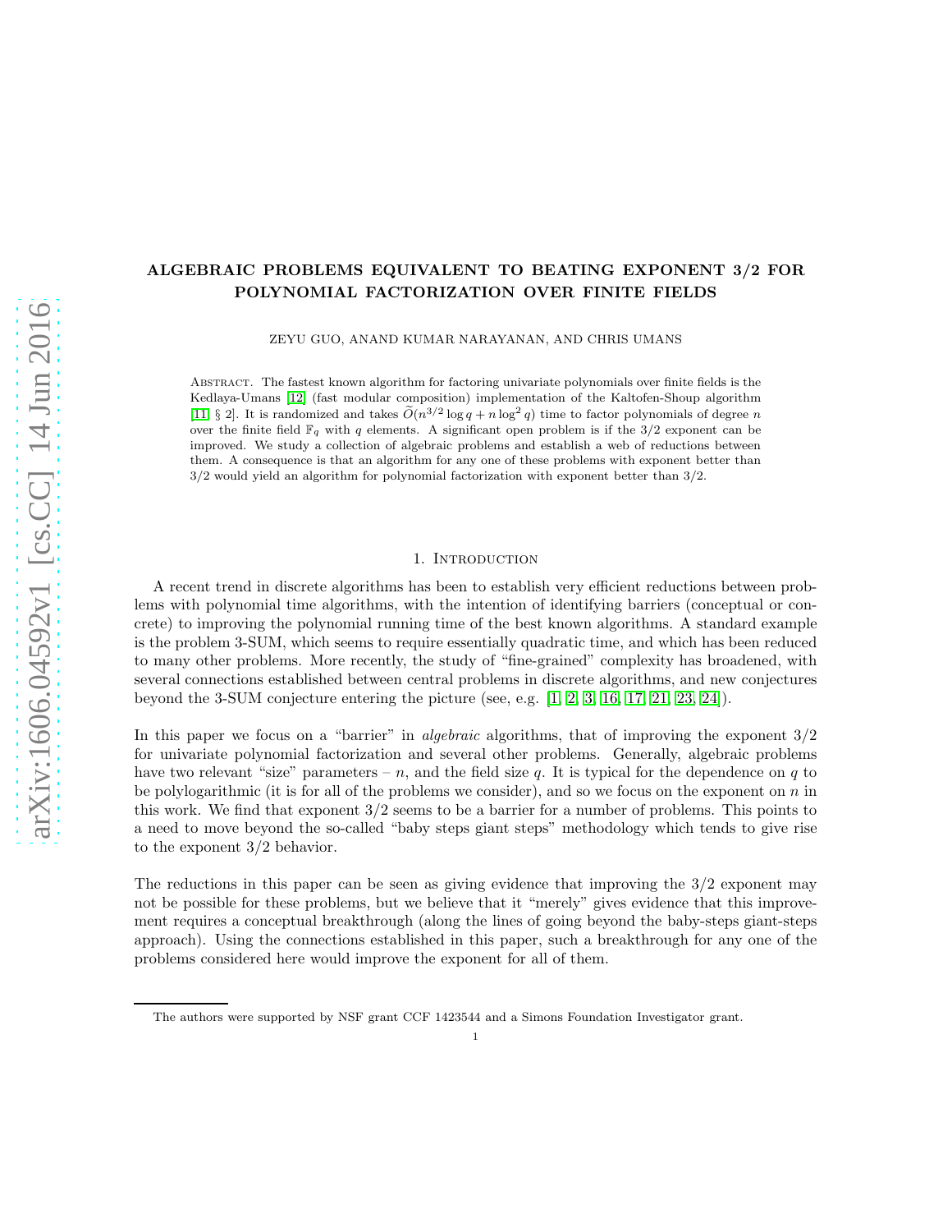# ALGEBRAIC PROBLEMS EQUIVALENT TO BEATING EXPONENT 3/2 FOR POLYNOMIAL FACTORIZATION OVER FINITE FIELDS

ZEYU GUO, ANAND KUMAR NARAYANAN, AND CHRIS UMANS

Abstract. The fastest known algorithm for factoring univariate polynomials over finite fields is the Kedlaya-Umans [12] (fast modular composition) implementation of the Kaltofen-Shoup algorithm [11, § 2]. It is randomized and takes $\widetilde{O}(n^{3/2}\log q + n\log^2 q)$ time to factor polynomials of degree $n$ over the finite field $\mathbb{F}_q$ with $q$ elements. A significant open problem is if the 3/2 exponent can be improved. We study a collection of algebraic problems and establish a web of reductions between them. A consequence is that an algorithm for any one of these problems with exponent better than 3/2 would yield an algorithm for polynomial factorization with exponent better than 3/2.

## 1. Introduction

A recent trend in discrete algorithms has been to establish very efficient reductions between problems with polynomial time algorithms, with the intention of identifying barriers (conceptual or concrete) to improving the polynomial running time of the best known algorithms. A standard example is the problem 3-SUM, which seems to require essentially quadratic time, and which has been reduced to many other problems. More recently, the study of "fine-grained" complexity has broadened, with several connections established between central problems in discrete algorithms, and new conjectures beyond the 3-SUM conjecture entering the picture (see, e.g. [1, 2, 3, 16, 17, 21, 23, 24]).

In this paper we focus on a "barrier" in *algebraic* algorithms, that of improving the exponent 3/2 for univariate polynomial factorization and several other problems. Generally, algebraic problems have two relevant "size" parameters – $n$, and the field size $q$. It is typical for the dependence on $q$ to be polylogarithmic (it is for all of the problems we consider), and so we focus on the exponent on $n$ in this work. We find that exponent 3/2 seems to be a barrier for a number of problems. This points to a need to move beyond the so-called "baby steps giant steps" methodology which tends to give rise to the exponent 3/2 behavior.

The reductions in this paper can be seen as giving evidence that improving the 3/2 exponent may not be possible for these problems, but we believe that it "merely" gives evidence that this improvement requires a conceptual breakthrough (along the lines of going beyond the baby-steps giant-steps approach). Using the connections established in this paper, such a breakthrough for any one of the problems considered here would improve the exponent for all of them.

The authors were supported by NSF grant CCF 1423544 and a Simons Foundation Investigator grant.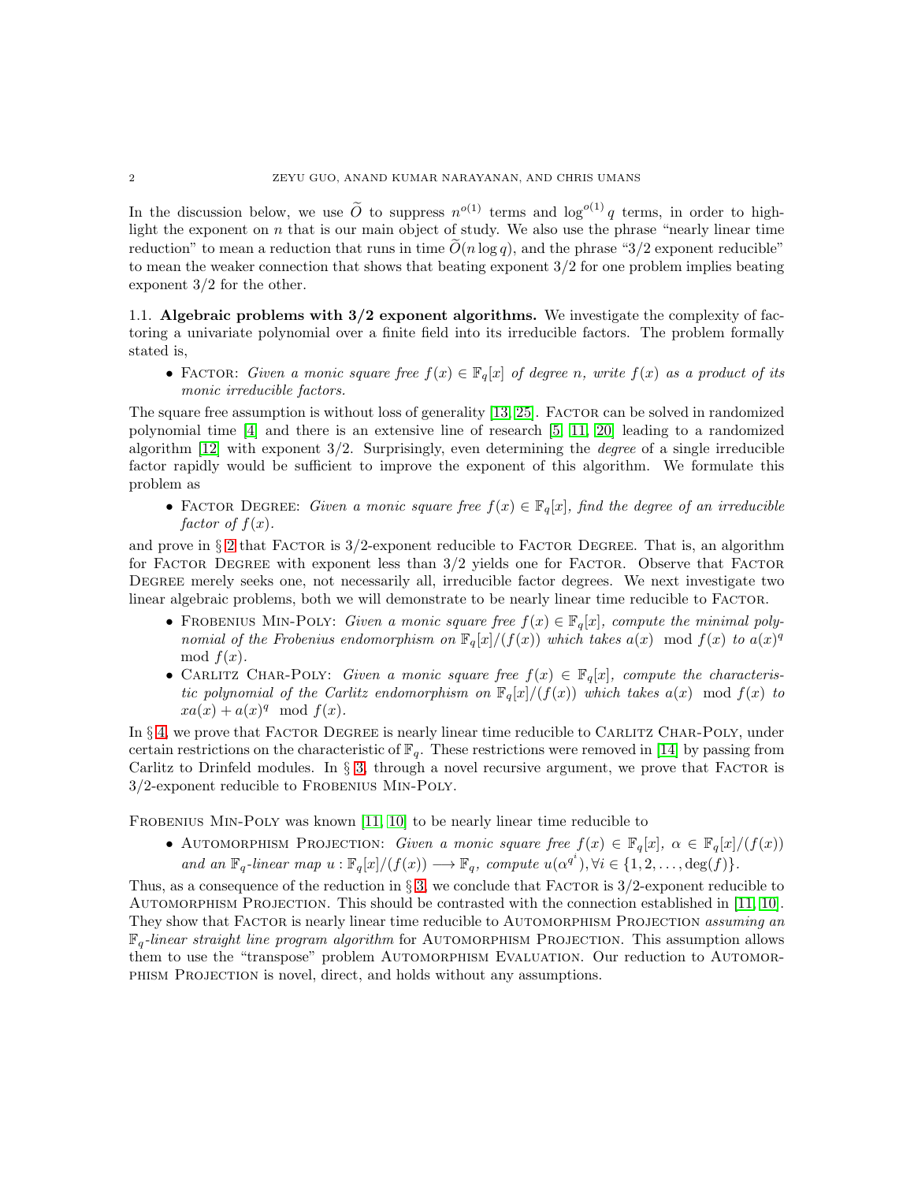In the discussion below, we use $\widetilde{O}$ to suppress $n^{o(1)}$ terms and $\log^{o(1)} q$ terms, in order to highlight the exponent on $n$ that is our main object of study. We also use the phrase "nearly linear time reduction" to mean a reduction that runs in time $\widetilde{O}(n \log q)$, and the phrase "3/2 exponent reducible" to mean the weaker connection that shows that beating exponent 3/2 for one problem implies beating exponent 3/2 for the other.

### 1.1. Algebraic problems with 3/2 exponent algorithms.

We investigate the complexity of factoring a univariate polynomial over a finite field into its irreducible factors. The problem formally stated is,

- Factor: *Given a monic square free $f(x) \in \mathbb{F}_q[x]$ of degree $n$, write $f(x)$ as a product of its monic irreducible factors.*

The square free assumption is without loss of generality [13, 25]. Factor can be solved in randomized polynomial time [4] and there is an extensive line of research [5, 11, 20] leading to a randomized algorithm [12] with exponent 3/2. Surprisingly, even determining the *degree* of a single irreducible factor rapidly would be sufficient to improve the exponent of this algorithm. We formulate this problem as

- Factor Degree: *Given a monic square free $f(x) \in \mathbb{F}_q[x]$, find the degree of an irreducible factor of $f(x)$.*

and prove in § 2 that Factor is 3/2-exponent reducible to Factor Degree. That is, an algorithm for Factor Degree with exponent less than 3/2 yields one for Factor. Observe that Factor Degree merely seeks one, not necessarily all, irreducible factor degrees. We next investigate two linear algebraic problems, both we will demonstrate to be nearly linear time reducible to Factor.

- Frobenius Min-Poly: *Given a monic square free $f(x) \in \mathbb{F}_q[x]$, compute the minimal polynomial of the Frobenius endomorphism on $\mathbb{F}_q[x]/(f(x))$ which takes $a(x) \mod f(x)$ to $a(x)^q \mod f(x)$.*
- Carlitz Char-Poly: *Given a monic square free $f(x) \in \mathbb{F}_q[x]$, compute the characteristic polynomial of the Carlitz endomorphism on $\mathbb{F}_q[x]/(f(x))$ which takes $a(x) \mod f(x)$ to $xa(x) + a(x)^q \mod f(x)$.*

In § 4, we prove that Factor Degree is nearly linear time reducible to Carlitz Char-Poly, under certain restrictions on the characteristic of $\mathbb{F}_q$. These restrictions were removed in [14] by passing from Carlitz to Drinfeld modules. In § 3, through a novel recursive argument, we prove that Factor is 3/2-exponent reducible to Frobenius Min-Poly.

Frobenius Min-Poly was known [11, 10] to be nearly linear time reducible to

- Automorphism Projection: *Given a monic square free $f(x) \in \mathbb{F}_q[x]$, $\alpha \in \mathbb{F}_q[x]/(f(x))$ and an $\mathbb{F}_q$-linear map $u : \mathbb{F}_q[x]/(f(x)) \longrightarrow \mathbb{F}_q$, compute $u(\alpha^{q^i}), \forall i \in \{1, 2, \ldots, \deg(f)\}$.*

Thus, as a consequence of the reduction in § 3, we conclude that Factor is 3/2-exponent reducible to Automorphism Projection. This should be contrasted with the connection established in [11, 10]. They show that Factor is nearly linear time reducible to Automorphism Projection *assuming an $\mathbb{F}_q$-linear straight line program algorithm* for Automorphism Projection. This assumption allows them to use the "transpose" problem Automorphism Evaluation. Our reduction to Automorphism Projection is novel, direct, and holds without any assumptions.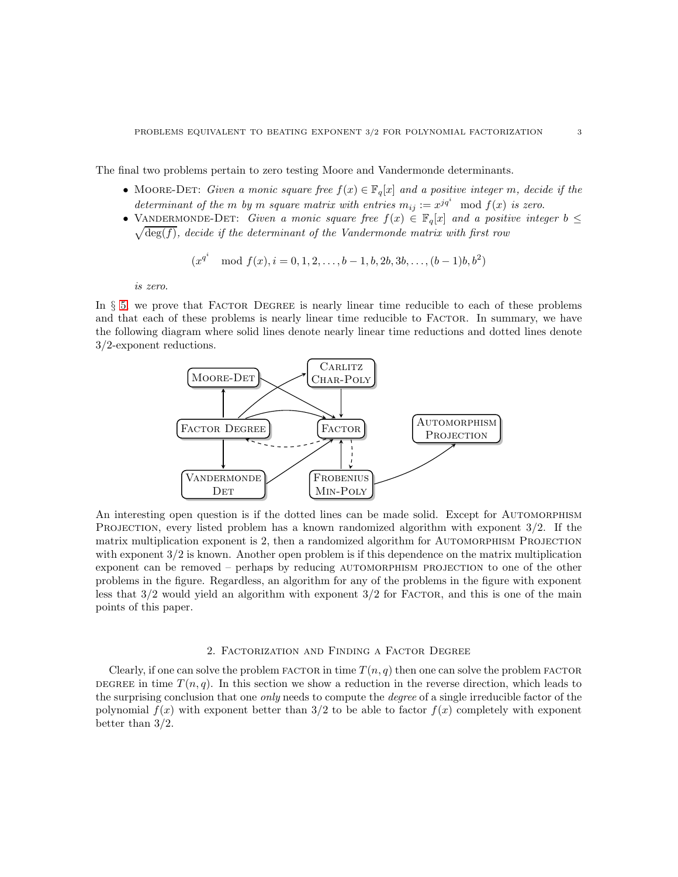The final two problems pertain to zero testing Moore and Vandermonde determinants.

- Moore-Det: *Given a monic square free $f(x) \in \mathbb{F}_q[x]$ and a positive integer $m$, decide if the determinant of the $m$ by $m$ square matrix with entries $m_{ij} := x^{jq^i} \mod f(x)$ is zero.*
- Vandermonde-Det: *Given a monic square free $f(x) \in \mathbb{F}_q[x]$ and a positive integer $b \leq \sqrt{\deg(f)}$, decide if the determinant of the Vandermonde matrix with first row*

$$(x^{q^i} \mod f(x), i = 0, 1, 2, \ldots, b-1, b, 2b, 3b, \ldots, (b-1)b, b^2)$$

*is zero.*

In § 5 we prove that Factor Degree is nearly linear time reducible to each of these problems and that each of these problems is nearly linear time reducible to Factor. In summary, we have the following diagram where solid lines denote nearly linear time reductions and dotted lines denote 3/2-exponent reductions.

An interesting open question is if the dotted lines can be made solid. Except for Automorphism Projection, every listed problem has a known randomized algorithm with exponent 3/2. If the matrix multiplication exponent is 2, then a randomized algorithm for Automorphism Projection with exponent 3/2 is known. Another open problem is if this dependence on the matrix multiplication exponent can be removed – perhaps by reducing automorphism projection to one of the other problems in the figure. Regardless, an algorithm for any of the problems in the figure with exponent less that 3/2 would yield an algorithm with exponent 3/2 for Factor, and this is one of the main points of this paper.

## 2. Factorization and Finding a Factor Degree

Clearly, if one can solve the problem factor in time $T(n, q)$ then one can solve the problem factor degree in time $T(n, q)$. In this section we show a reduction in the reverse direction, which leads to the surprising conclusion that one *only* needs to compute the *degree* of a single irreducible factor of the polynomial $f(x)$ with exponent better than 3/2 to be able to factor $f(x)$ completely with exponent better than 3/2.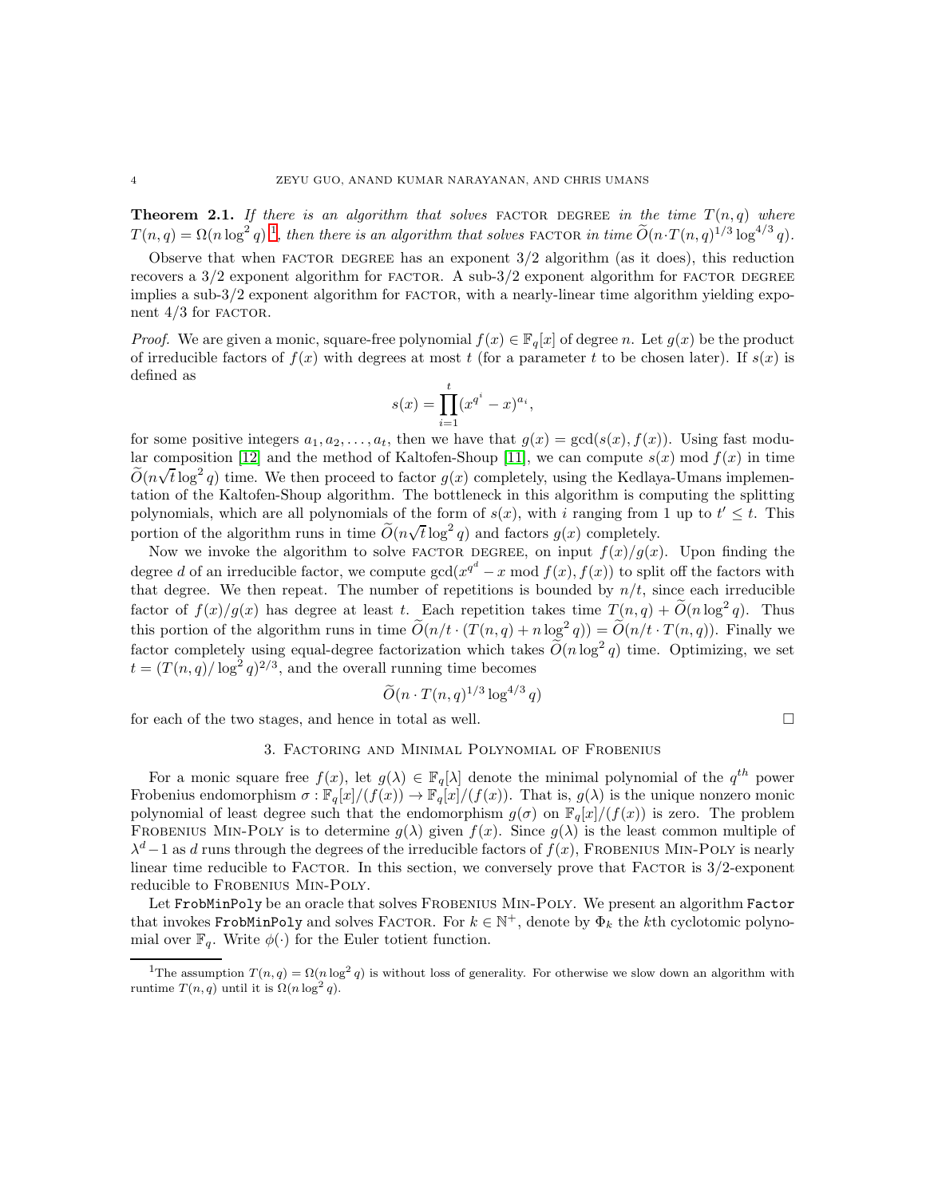**Theorem 2.1.** *If there is an algorithm that solves* FACTOR DEGREE *in the time $T(n,q)$ where $T(n,q) = \Omega(n \log^2 q)$* [1]*, then there is an algorithm that solves* FACTOR *in time $\widetilde{O}(n \cdot T(n,q)^{1/3} \log^{4/3} q)$.*

Observe that when FACTOR DEGREE has an exponent $3/2$ algorithm (as it does), this reduction recovers a $3/2$ exponent algorithm for FACTOR. A sub-$3/2$ exponent algorithm for FACTOR DEGREE implies a sub-$3/2$ exponent algorithm for FACTOR, with a nearly-linear time algorithm yielding exponent $4/3$ for FACTOR.

*Proof.* We are given a monic, square-free polynomial $f(x) \in \mathbb{F}_q[x]$ of degree $n$. Let $g(x)$ be the product of irreducible factors of $f(x)$ with degrees at most $t$ (for a parameter $t$ to be chosen later). If $s(x)$ is defined as

$$s(x) = \prod_{i=1}^{t} (x^{q^i} - x)^{a_i},$$

for some positive integers $a_1, a_2, \ldots, a_t$, then we have that $g(x) = \gcd(s(x), f(x))$. Using fast modular composition [12] and the method of Kaltofen-Shoup [11], we can compute $s(x) \bmod f(x)$ in time $\widetilde{O}(n\sqrt{t} \log^2 q)$ time. We then proceed to factor $g(x)$ completely, using the Kedlaya-Umans implementation of the Kaltofen-Shoup algorithm. The bottleneck in this algorithm is computing the splitting polynomials, which are all polynomials of the form of $s(x)$, with $i$ ranging from 1 up to $t' \leq t$. This portion of the algorithm runs in time $\widetilde{O}(n\sqrt{t} \log^2 q)$ and factors $g(x)$ completely.

Now we invoke the algorithm to solve FACTOR DEGREE, on input $f(x)/g(x)$. Upon finding the degree $d$ of an irreducible factor, we compute $\gcd(x^{q^d} - x \bmod f(x), f(x))$ to split off the factors with that degree. We then repeat. The number of repetitions is bounded by $n/t$, since each irreducible factor of $f(x)/g(x)$ has degree at least $t$. Each repetition takes time $T(n,q) + \widetilde{O}(n \log^2 q)$. Thus this portion of the algorithm runs in time $\widetilde{O}(n/t \cdot (T(n,q) + n \log^2 q)) = \widetilde{O}(n/t \cdot T(n,q))$. Finally we factor completely using equal-degree factorization which takes $\widetilde{O}(n \log^2 q)$ time. Optimizing, we set $t = (T(n,q)/\log^2 q)^{2/3}$, and the overall running time becomes

$$\widetilde{O}(n \cdot T(n,q)^{1/3} \log^{4/3} q)$$

for each of the two stages, and hence in total as well. □

## 3. Factoring and Minimal Polynomial of Frobenius

For a monic square free $f(x)$, let $g(\lambda) \in \mathbb{F}_q[\lambda]$ denote the minimal polynomial of the $q^{th}$ power Frobenius endomorphism $\sigma : \mathbb{F}_q[x]/(f(x)) \to \mathbb{F}_q[x]/(f(x))$. That is, $g(\lambda)$ is the unique nonzero monic polynomial of least degree such that the endomorphism $g(\sigma)$ on $\mathbb{F}_q[x]/(f(x))$ is zero. The problem FROBENIUS MIN-POLY is to determine $g(\lambda)$ given $f(x)$. Since $g(\lambda)$ is the least common multiple of $\lambda^d - 1$ as $d$ runs through the degrees of the irreducible factors of $f(x)$, FROBENIUS MIN-POLY is nearly linear time reducible to FACTOR. In this section, we conversely prove that FACTOR is $3/2$-exponent reducible to FROBENIUS MIN-POLY.

Let `FrobMinPoly` be an oracle that solves FROBENIUS MIN-POLY. We present an algorithm `Factor` that invokes `FrobMinPoly` and solves FACTOR. For $k \in \mathbb{N}^+$, denote by $\Phi_k$ the $k$th cyclotomic polynomial over $\mathbb{F}_q$. Write $\phi(\cdot)$ for the Euler totient function.

[1] The assumption $T(n,q) = \Omega(n \log^2 q)$ is without loss of generality. For otherwise we slow down an algorithm with runtime $T(n,q)$ until it is $\Omega(n \log^2 q)$.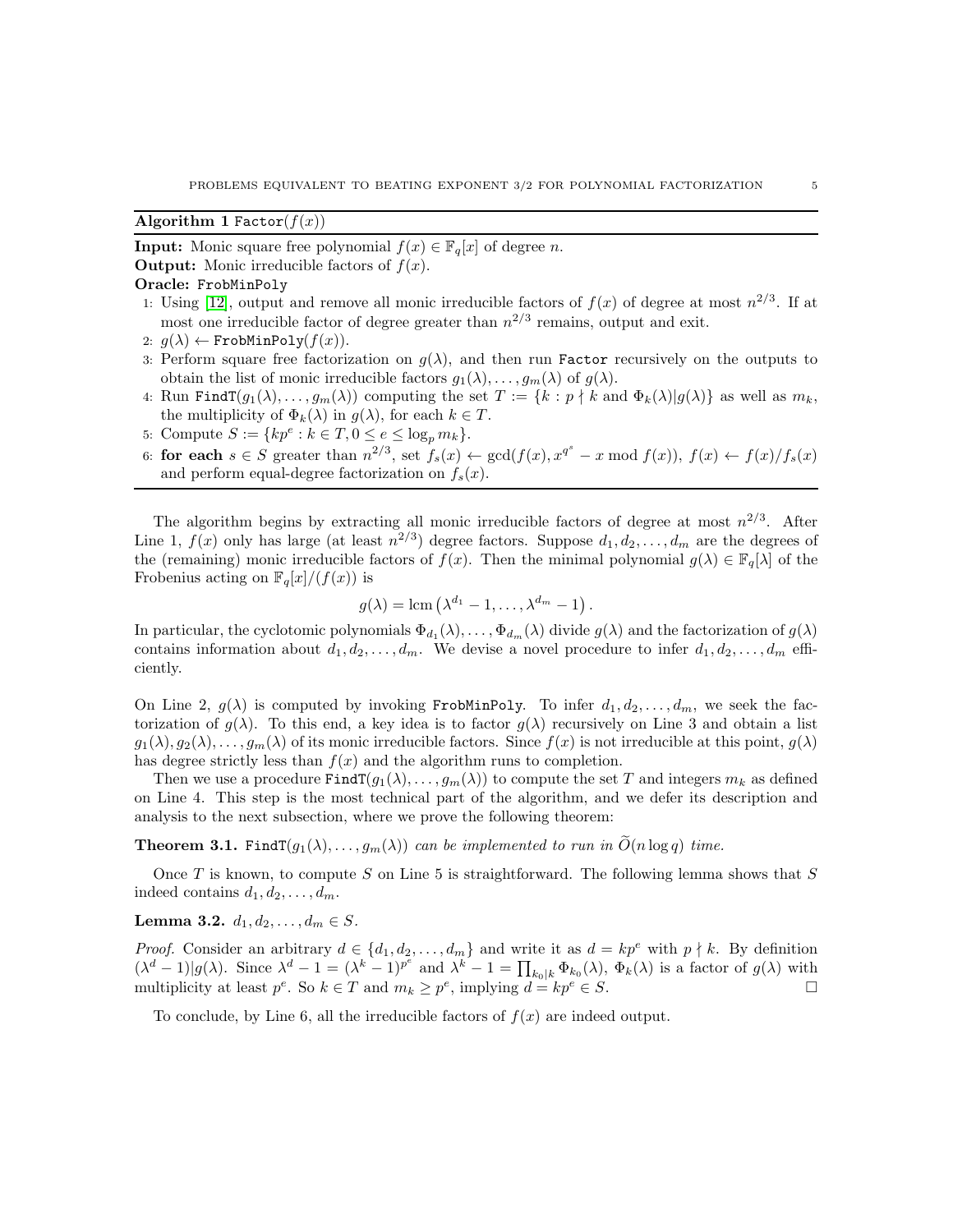**Algorithm 1** `Factor`$(f(x))$

**Input:** Monic square free polynomial $f(x) \in \mathbb{F}_q[x]$ of degree $n$.
**Output:** Monic irreducible factors of $f(x)$.
**Oracle:** `FrobMinPoly`

1. Using [12], output and remove all monic irreducible factors of $f(x)$ of degree at most $n^{2/3}$. If at most one irreducible factor of degree greater than $n^{2/3}$ remains, output and exit.
2. $g(\lambda) \leftarrow$ `FrobMinPoly`$(f(x))$.
3. Perform square free factorization on $g(\lambda)$, and then run `Factor` recursively on the outputs to obtain the list of monic irreducible factors $g_1(\lambda), \ldots, g_m(\lambda)$ of $g(\lambda)$.
4. Run `FindT`$(g_1(\lambda), \ldots, g_m(\lambda))$ computing the set $T := \{k : p \nmid k \text{ and } \Phi_k(\lambda) | g(\lambda)\}$ as well as $m_k$, the multiplicity of $\Phi_k(\lambda)$ in $g(\lambda)$, for each $k \in T$.
5. Compute $S := \{kp^e : k \in T, 0 \leq e \leq \log_p m_k\}$.
6. **for each** $s \in S$ greater than $n^{2/3}$, set $f_s(x) \leftarrow \gcd(f(x), x^{q^s} - x \bmod f(x))$, $f(x) \leftarrow f(x)/f_s(x)$ and perform equal-degree factorization on $f_s(x)$.

The algorithm begins by extracting all monic irreducible factors of degree at most $n^{2/3}$. After Line 1, $f(x)$ only has large (at least $n^{2/3}$) degree factors. Suppose $d_1, d_2, \ldots, d_m$ are the degrees of the (remaining) monic irreducible factors of $f(x)$. Then the minimal polynomial $g(\lambda) \in \mathbb{F}_q[\lambda]$ of the Frobenius acting on $\mathbb{F}_q[x]/(f(x))$ is

$$g(\lambda) = \operatorname{lcm}\left(\lambda^{d_1} - 1, \ldots, \lambda^{d_m} - 1\right).$$

In particular, the cyclotomic polynomials $\Phi_{d_1}(\lambda), \ldots, \Phi_{d_m}(\lambda)$ divide $g(\lambda)$ and the factorization of $g(\lambda)$ contains information about $d_1, d_2, \ldots, d_m$. We devise a novel procedure to infer $d_1, d_2, \ldots, d_m$ efficiently.

On Line 2, $g(\lambda)$ is computed by invoking `FrobMinPoly`. To infer $d_1, d_2, \ldots, d_m$, we seek the factorization of $g(\lambda)$. To this end, a key idea is to factor $g(\lambda)$ recursively on Line 3 and obtain a list $g_1(\lambda), g_2(\lambda), \ldots, g_m(\lambda)$ of its monic irreducible factors. Since $f(x)$ is not irreducible at this point, $g(\lambda)$ has degree strictly less than $f(x)$ and the algorithm runs to completion.

Then we use a procedure `FindT`$(g_1(\lambda), \ldots, g_m(\lambda))$ to compute the set $T$ and integers $m_k$ as defined on Line 4. This step is the most technical part of the algorithm, and we defer its description and analysis to the next subsection, where we prove the following theorem:

**Theorem 3.1.** *`FindT`$(g_1(\lambda), \ldots, g_m(\lambda))$ can be implemented to run in $\widetilde{O}(n \log q)$ time.*

Once $T$ is known, to compute $S$ on Line 5 is straightforward. The following lemma shows that $S$ indeed contains $d_1, d_2, \ldots, d_m$.

**Lemma 3.2.** $d_1, d_2, \ldots, d_m \in S$.

*Proof.* Consider an arbitrary $d \in \{d_1, d_2, \ldots, d_m\}$ and write it as $d = kp^e$ with $p \nmid k$. By definition $(\lambda^d - 1) | g(\lambda)$. Since $\lambda^d - 1 = (\lambda^k - 1)^{p^e}$ and $\lambda^k - 1 = \prod_{k_0 | k} \Phi_{k_0}(\lambda)$, $\Phi_k(\lambda)$ is a factor of $g(\lambda)$ with multiplicity at least $p^e$. So $k \in T$ and $m_k \geq p^e$, implying $d = kp^e \in S$. $\square$

To conclude, by Line 6, all the irreducible factors of $f(x)$ are indeed output.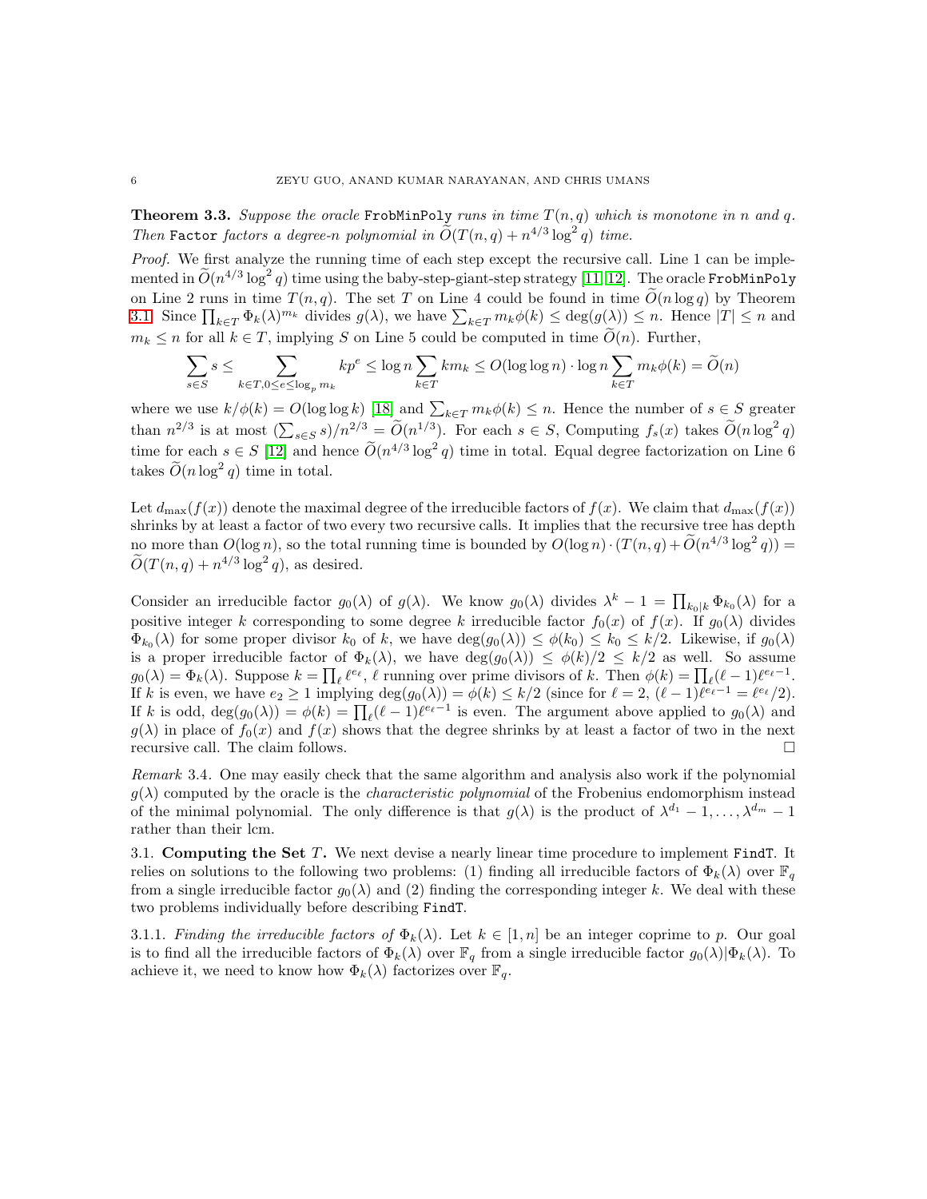**Theorem 3.3.** *Suppose the oracle* `FrobMinPoly` *runs in time $T(n, q)$ which is monotone in $n$ and $q$. Then* `Factor` *factors a degree-$n$ polynomial in $\widetilde{O}(T(n, q) + n^{4/3}\log^2 q)$ time.*

*Proof.* We first analyze the running time of each step except the recursive call. Line 1 can be implemented in $\widetilde{O}(n^{4/3}\log^2 q)$ time using the baby-step-giant-step strategy [11, 12]. The oracle `FrobMinPoly` on Line 2 runs in time $T(n, q)$. The set $T$ on Line 4 could be found in time $\widetilde{O}(n \log q)$ by Theorem 3.1. Since $\prod_{k\in T} \Phi_k(\lambda)^{m_k}$ divides $g(\lambda)$, we have $\sum_{k\in T} m_k\phi(k) \le \deg(g(\lambda)) \le n$. Hence $|T| \le n$ and $m_k \le n$ for all $k \in T$, implying $S$ on Line 5 could be computed in time $\widetilde{O}(n)$. Further,

$$\sum_{s\in S} s \le \sum_{k\in T, 0\le e\le \log_p m_k} kp^e \le \log n \sum_{k\in T} km_k \le O(\log\log n)\cdot \log n \sum_{k\in T} m_k\phi(k) = \widetilde{O}(n)$$

where we use $k/\phi(k) = O(\log\log k)$ [18] and $\sum_{k\in T} m_k\phi(k) \le n$. Hence the number of $s \in S$ greater than $n^{2/3}$ is at most $(\sum_{s\in S} s)/n^{2/3} = \widetilde{O}(n^{1/3})$. For each $s \in S$, Computing $f_s(x)$ takes $\widetilde{O}(n\log^2 q)$ time for each $s \in S$ [12] and hence $\widetilde{O}(n^{4/3}\log^2 q)$ time in total. Equal degree factorization on Line 6 takes $\widetilde{O}(n\log^2 q)$ time in total.

Let $d_{\max}(f(x))$ denote the maximal degree of the irreducible factors of $f(x)$. We claim that $d_{\max}(f(x))$ shrinks by at least a factor of two every two recursive calls. It implies that the recursive tree has depth no more than $O(\log n)$, so the total running time is bounded by $O(\log n)\cdot(T(n, q) + \widetilde{O}(n^{4/3}\log^2 q)) = \widetilde{O}(T(n, q) + n^{4/3}\log^2 q)$, as desired.

Consider an irreducible factor $g_0(\lambda)$ of $g(\lambda)$. We know $g_0(\lambda)$ divides $\lambda^k - 1 = \prod_{k_0|k} \Phi_{k_0}(\lambda)$ for a positive integer $k$ corresponding to some degree $k$ irreducible factor $f_0(x)$ of $f(x)$. If $g_0(\lambda)$ divides $\Phi_{k_0}(\lambda)$ for some proper divisor $k_0$ of $k$, we have $\deg(g_0(\lambda)) \le \phi(k_0) \le k_0 \le k/2$. Likewise, if $g_0(\lambda)$ is a proper irreducible factor of $\Phi_k(\lambda)$, we have $\deg(g_0(\lambda)) \le \phi(k)/2 \le k/2$ as well. So assume $g_0(\lambda) = \Phi_k(\lambda)$. Suppose $k = \prod_\ell \ell^{e_\ell}$, $\ell$ running over prime divisors of $k$. Then $\phi(k) = \prod_\ell(\ell-1)\ell^{e_\ell-1}$. If $k$ is even, we have $e_2 \ge 1$ implying $\deg(g_0(\lambda)) = \phi(k) \le k/2$ (since for $\ell = 2$, $(\ell-1)\ell^{e_\ell-1} = \ell^{e_\ell}/2$). If $k$ is odd, $\deg(g_0(\lambda)) = \phi(k) = \prod_\ell(\ell-1)\ell^{e_\ell-1}$ is even. The argument above applied to $g_0(\lambda)$ and $g(\lambda)$ in place of $f_0(x)$ and $f(x)$ shows that the degree shrinks by at least a factor of two in the next recursive call. The claim follows. □

*Remark* 3.4. One may easily check that the same algorithm and analysis also work if the polynomial $g(\lambda)$ computed by the oracle is the *characteristic polynomial* of the Frobenius endomorphism instead of the minimal polynomial. The only difference is that $g(\lambda)$ is the product of $\lambda^{d_1} - 1, \ldots, \lambda^{d_m} - 1$ rather than their lcm.

## 3.1. Computing the Set $T$.

We next devise a nearly linear time procedure to implement `FindT`. It relies on solutions to the following two problems: (1) finding all irreducible factors of $\Phi_k(\lambda)$ over $\mathbb{F}_q$ from a single irreducible factor $g_0(\lambda)$ and (2) finding the corresponding integer $k$. We deal with these two problems individually before describing `FindT`.

### 3.1.1. *Finding the irreducible factors of $\Phi_k(\lambda)$.*

Let $k \in [1, n]$ be an integer coprime to $p$. Our goal is to find all the irreducible factors of $\Phi_k(\lambda)$ over $\mathbb{F}_q$ from a single irreducible factor $g_0(\lambda)|\Phi_k(\lambda)$. To achieve it, we need to know how $\Phi_k(\lambda)$ factorizes over $\mathbb{F}_q$.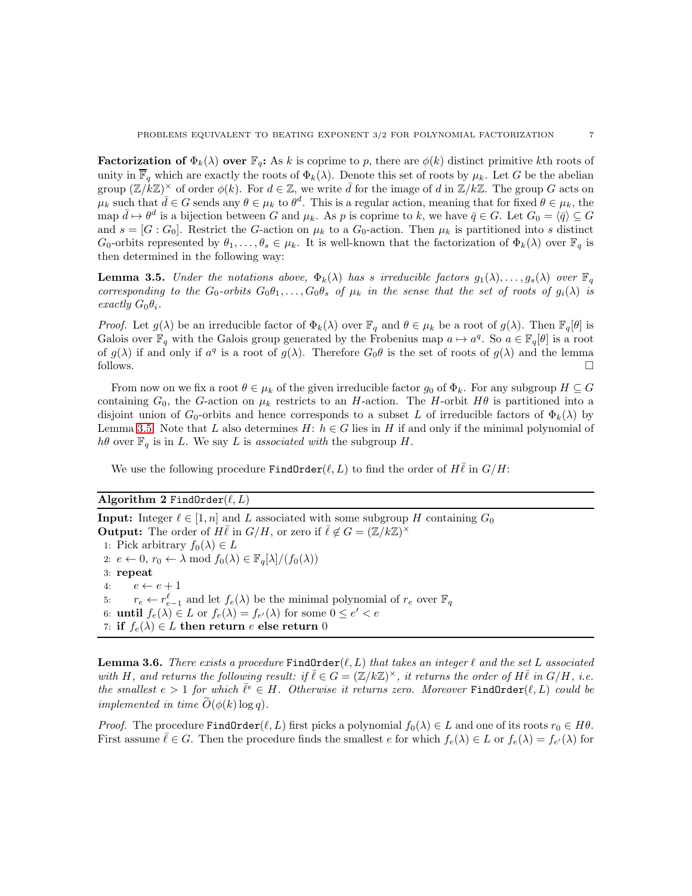**Factorization of $\Phi_k(\lambda)$ over $\mathbb{F}_q$:** As $k$ is coprime to $p$, there are $\phi(k)$ distinct primitive $k$th roots of unity in $\overline{\mathbb{F}}_q$ which are exactly the roots of $\Phi_k(\lambda)$. Denote this set of roots by $\mu_k$. Let $G$ be the abelian group $(\mathbb{Z}/k\mathbb{Z})^\times$ of order $\phi(k)$. For $d \in \mathbb{Z}$, we write $\bar{d}$ for the image of $d$ in $\mathbb{Z}/k\mathbb{Z}$. The group $G$ acts on $\mu_k$ such that $\bar{d} \in G$ sends any $\theta \in \mu_k$ to $\theta^d$. This is a regular action, meaning that for fixed $\theta \in \mu_k$, the map $\bar{d} \mapsto \theta^d$ is a bijection between $G$ and $\mu_k$. As $p$ is coprime to $k$, we have $\bar{q} \in G$. Let $G_0 = \langle \bar{q} \rangle \subseteq G$ and $s = [G : G_0]$. Restrict the $G$-action on $\mu_k$ to a $G_0$-action. Then $\mu_k$ is partitioned into $s$ distinct $G_0$-orbits represented by $\theta_1, \ldots, \theta_s \in \mu_k$. It is well-known that the factorization of $\Phi_k(\lambda)$ over $\mathbb{F}_q$ is then determined in the following way:

**Lemma 3.5.** *Under the notations above, $\Phi_k(\lambda)$ has $s$ irreducible factors $g_1(\lambda), \ldots, g_s(\lambda)$ over $\mathbb{F}_q$ corresponding to the $G_0$-orbits $G_0\theta_1, \ldots, G_0\theta_s$ of $\mu_k$ in the sense that the set of roots of $g_i(\lambda)$ is exactly $G_0\theta_i$.*

*Proof.* Let $g(\lambda)$ be an irreducible factor of $\Phi_k(\lambda)$ over $\mathbb{F}_q$ and $\theta \in \mu_k$ be a root of $g(\lambda)$. Then $\mathbb{F}_q[\theta]$ is Galois over $\mathbb{F}_q$ with the Galois group generated by the Frobenius map $a \mapsto a^q$. So $a \in \mathbb{F}_q[\theta]$ is a root of $g(\lambda)$ if and only if $a^q$ is a root of $g(\lambda)$. Therefore $G_0\theta$ is the set of roots of $g(\lambda)$ and the lemma follows. $\square$

From now on we fix a root $\theta \in \mu_k$ of the given irreducible factor $g_0$ of $\Phi_k$. For any subgroup $H \subseteq G$ containing $G_0$, the $G$-action on $\mu_k$ restricts to an $H$-action. The $H$-orbit $H\theta$ is partitioned into a disjoint union of $G_0$-orbits and hence corresponds to a subset $L$ of irreducible factors of $\Phi_k(\lambda)$ by Lemma 3.5. Note that $L$ also determines $H$: $h \in G$ lies in $H$ if and only if the minimal polynomial of $h\theta$ over $\mathbb{F}_q$ is in $L$. We say $L$ is *associated with* the subgroup $H$.

We use the following procedure $\texttt{FindOrder}(\ell, L)$ to find the order of $H\bar{\ell}$ in $G/H$:

**Algorithm 2** $\texttt{FindOrder}(\ell, L)$

**Input:** Integer $\ell \in [1, n]$ and $L$ associated with some subgroup $H$ containing $G_0$
**Output:** The order of $H\bar{\ell}$ in $G/H$, or zero if $\bar{\ell} \notin G = (\mathbb{Z}/k\mathbb{Z})^\times$

1: Pick arbitrary $f_0(\lambda) \in L$
2: $e \leftarrow 0$, $r_0 \leftarrow \lambda \bmod f_0(\lambda) \in \mathbb{F}_q[\lambda]/(f_0(\lambda))$
3: **repeat**
4: $\quad e \leftarrow e + 1$
5: $\quad r_e \leftarrow r_{e-1}^\ell$ and let $f_e(\lambda)$ be the minimal polynomial of $r_e$ over $\mathbb{F}_q$
6: **until** $f_e(\lambda) \in L$ or $f_e(\lambda) = f_{e'}(\lambda)$ for some $0 \le e' < e$
7: **if** $f_e(\lambda) \in L$ **then return** $e$ **else return** 0

**Lemma 3.6.** *There exists a procedure $\texttt{FindOrder}(\ell, L)$ that takes an integer $\ell$ and the set $L$ associated with $H$, and returns the following result: if $\bar{\ell} \in G = (\mathbb{Z}/k\mathbb{Z})^\times$, it returns the order of $H\bar{\ell}$ in $G/H$, i.e. the smallest $e > 1$ for which $\bar{\ell}^e \in H$. Otherwise it returns zero. Moreover $\texttt{FindOrder}(\ell, L)$ could be implemented in time $\widetilde{O}(\phi(k) \log q)$.*

*Proof.* The procedure $\texttt{FindOrder}(\ell, L)$ first picks a polynomial $f_0(\lambda) \in L$ and one of its roots $r_0 \in H\theta$. First assume $\bar{\ell} \in G$. Then the procedure finds the smallest $e$ for which $f_e(\lambda) \in L$ or $f_e(\lambda) = f_{e'}(\lambda)$ for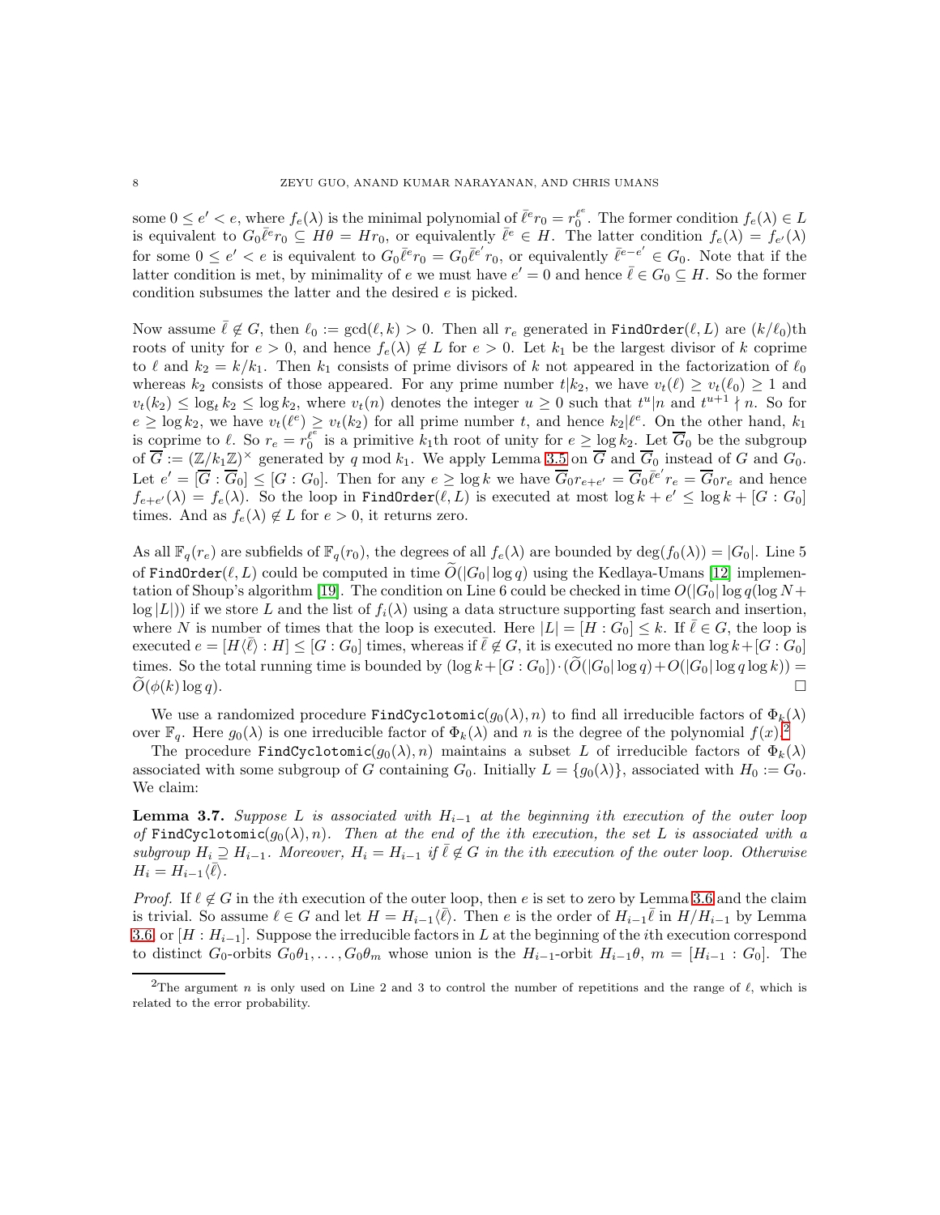some $0 \le e' < e$, where $f_e(\lambda)$ is the minimal polynomial of $\bar{\ell}^e r_0 = r_0^{\ell^e}$. The former condition $f_e(\lambda) \in L$ is equivalent to $G_0 \bar{\ell}^e r_0 \subseteq H\theta = Hr_0$, or equivalently $\bar{\ell}^e \in H$. The latter condition $f_e(\lambda) = f_{e'}(\lambda)$ for some $0 \le e' < e$ is equivalent to $G_0 \bar{\ell}^e r_0 = G_0 \bar{\ell}^{e'} r_0$, or equivalently $\bar{\ell}^{e-e'} \in G_0$. Note that if the latter condition is met, by minimality of $e$ we must have $e' = 0$ and hence $\bar{\ell} \in G_0 \subseteq H$. So the former condition subsumes the latter and the desired $e$ is picked.

Now assume $\bar{\ell} \notin G$, then $\ell_0 := \gcd(\ell, k) > 0$. Then all $r_e$ generated in FindOrder$(\ell, L)$ are $(k/\ell_0)$th roots of unity for $e > 0$, and hence $f_e(\lambda) \notin L$ for $e > 0$. Let $k_1$ be the largest divisor of $k$ coprime to $\ell$ and $k_2 = k/k_1$. Then $k_1$ consists of prime divisors of $k$ not appeared in the factorization of $\ell_0$ whereas $k_2$ consists of those appeared. For any prime number $t | k_2$, we have $v_t(\ell) \ge v_t(\ell_0) \ge 1$ and $v_t(k_2) \le \log_t k_2 \le \log k_2$, where $v_t(n)$ denotes the integer $u \ge 0$ such that $t^u | n$ and $t^{u+1} \nmid n$. So for $e \ge \log k_2$, we have $v_t(\ell^e) \ge v_t(k_2)$ for all prime number $t$, and hence $k_2 | \ell^e$. On the other hand, $k_1$ is coprime to $\ell$. So $r_e = r_0^{\ell^e}$ is a primitive $k_1$th root of unity for $e \ge \log k_2$. Let $\overline{G}_0$ be the subgroup of $\overline{G} := (\mathbb{Z}/k_1\mathbb{Z})^\times$ generated by $q \bmod k_1$. We apply Lemma 3.5 on $\overline{G}$ and $\overline{G}_0$ instead of $G$ and $G_0$. Let $e' = [\overline{G} : \overline{G}_0] \le [G : G_0]$. Then for any $e \ge \log k$ we have $\overline{G}_0 r_{e+e'} = \overline{G}_0 \bar{\ell}^{e'} r_e = \overline{G}_0 r_e$ and hence $f_{e+e'}(\lambda) = f_e(\lambda)$. So the loop in FindOrder$(\ell, L)$ is executed at most $\log k + e' \le \log k + [G : G_0]$ times. And as $f_e(\lambda) \notin L$ for $e > 0$, it returns zero.

As all $\mathbb{F}_q(r_e)$ are subfields of $\mathbb{F}_q(r_0)$, the degrees of all $f_e(\lambda)$ are bounded by $\deg(f_0(\lambda)) = |G_0|$. Line 5 of FindOrder$(\ell, L)$ could be computed in time $\widetilde{O}(|G_0| \log q)$ using the Kedlaya-Umans [12] implementation of Shoup's algorithm [19]. The condition on Line 6 could be checked in time $O(|G_0| \log q (\log N + \log |L|))$ if we store $L$ and the list of $f_i(\lambda)$ using a data structure supporting fast search and insertion, where $N$ is number of times that the loop is executed. Here $|L| = [H : G_0] \le k$. If $\bar{\ell} \in G$, the loop is executed $e = [H\langle\bar{\ell}\rangle : H] \le [G : G_0]$ times, whereas if $\bar{\ell} \notin G$, it is executed no more than $\log k + [G : G_0]$ times. So the total running time is bounded by $(\log k + [G : G_0]) \cdot (\widetilde{O}(|G_0| \log q) + O(|G_0| \log q \log k)) = \widetilde{O}(\phi(k) \log q)$. □

We use a randomized procedure FindCyclotomic$(g_0(\lambda), n)$ to find all irreducible factors of $\Phi_k(\lambda)$ over $\mathbb{F}_q$. Here $g_0(\lambda)$ is one irreducible factor of $\Phi_k(\lambda)$ and $n$ is the degree of the polynomial $f(x)$.[2]

The procedure FindCyclotomic$(g_0(\lambda), n)$ maintains a subset $L$ of irreducible factors of $\Phi_k(\lambda)$ associated with some subgroup of $G$ containing $G_0$. Initially $L = \{g_0(\lambda)\}$, associated with $H_0 := G_0$. We claim:

**Lemma 3.7.** *Suppose $L$ is associated with $H_{i-1}$ at the beginning ith execution of the outer loop of* FindCyclotomic$(g_0(\lambda), n)$*. Then at the end of the ith execution, the set $L$ is associated with a subgroup $H_i \supseteq H_{i-1}$. Moreover, $H_i = H_{i-1}$ if $\bar{\ell} \notin G$ in the ith execution of the outer loop. Otherwise $H_i = H_{i-1}\langle\bar{\ell}\rangle$.*

*Proof.* If $\ell \notin G$ in the $i$th execution of the outer loop, then $e$ is set to zero by Lemma 3.6 and the claim is trivial. So assume $\ell \in G$ and let $H = H_{i-1}\langle\bar{\ell}\rangle$. Then $e$ is the order of $H_{i-1}\bar{\ell}$ in $H/H_{i-1}$ by Lemma 3.6, or $[H : H_{i-1}]$. Suppose the irreducible factors in $L$ at the beginning of the $i$th execution correspond to distinct $G_0$-orbits $G_0\theta_1, \ldots, G_0\theta_m$ whose union is the $H_{i-1}$-orbit $H_{i-1}\theta$, $m = [H_{i-1} : G_0]$. The

[2] The argument $n$ is only used on Line 2 and 3 to control the number of repetitions and the range of $\ell$, which is related to the error probability.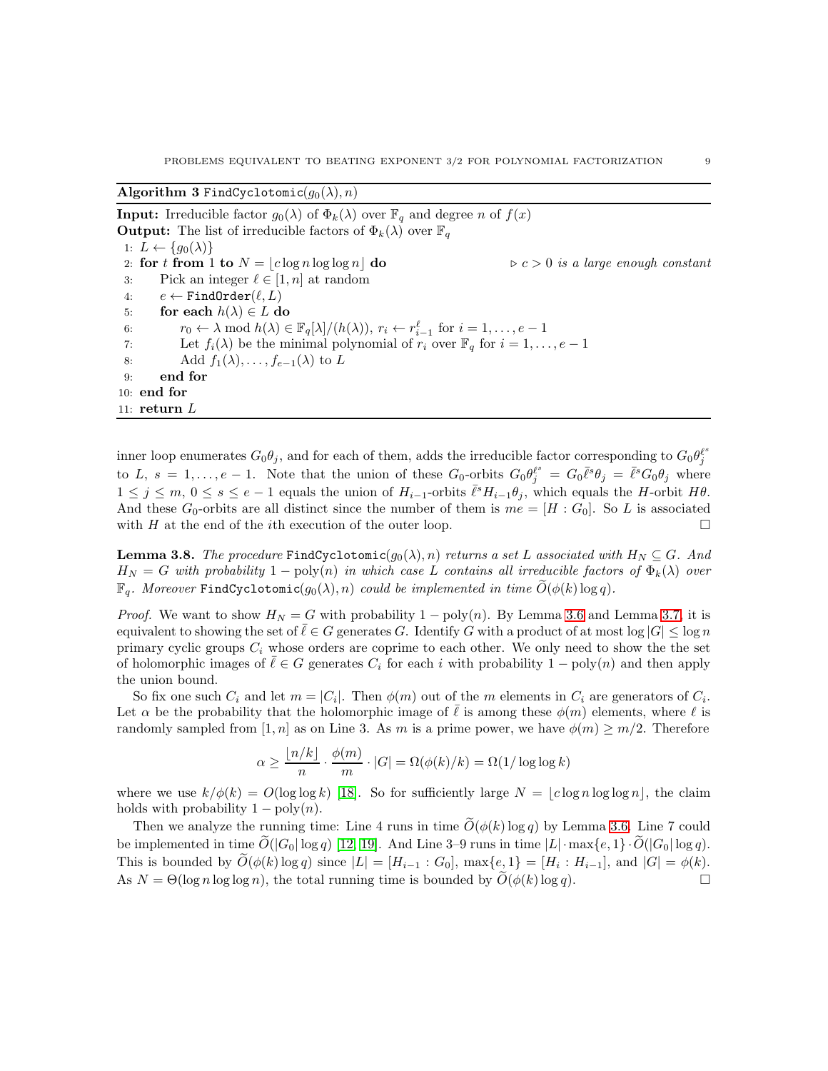**Algorithm 3** `FindCyclotomic`$(g_0(\lambda), n)$

**Input:** Irreducible factor $g_0(\lambda)$ of $\Phi_k(\lambda)$ over $\mathbb{F}_q$ and degree $n$ of $f(x)$
**Output:** The list of irreducible factors of $\Phi_k(\lambda)$ over $\mathbb{F}_q$

```
1: L ← {g_0(λ)}
2: for t from 1 to N = ⌊c log n log log n⌋ do          ▷ c > 0 is a large enough constant
3:     Pick an integer ℓ ∈ [1, n] at random
4:     e ← FindOrder(ℓ, L)
5:     for each h(λ) ∈ L do
6:         r_0 ← λ mod h(λ) ∈ F_q[λ]/(h(λ)), r_i ← r_{i-1}^ℓ for i = 1, ..., e − 1
7:         Let f_i(λ) be the minimal polynomial of r_i over F_q for i = 1, ..., e − 1
8:         Add f_1(λ), ..., f_{e-1}(λ) to L
9:     end for
10: end for
11: return L
```

inner loop enumerates $G_0\theta_j$, and for each of them, adds the irreducible factor corresponding to $G_0\theta_j^{\ell^s}$ to $L$, $s = 1, \dots, e-1$. Note that the union of these $G_0$-orbits $G_0\theta_j^{\ell^s} = G_0\bar{\ell}^s\theta_j = \bar{\ell}^s G_0\theta_j$ where $1 \le j \le m$, $0 \le s \le e-1$ equals the union of $H_{i-1}$-orbits $\bar{\ell}^s H_{i-1}\theta_j$, which equals the $H$-orbit $H\theta$. And these $G_0$-orbits are all distinct since the number of them is $me = [H : G_0]$. So $L$ is associated with $H$ at the end of the $i$th execution of the outer loop. □

**Lemma 3.8.** *The procedure* `FindCyclotomic`$(g_0(\lambda), n)$ *returns a set $L$ associated with $H_N \subseteq G$. And $H_N = G$ with probability $1 - \mathrm{poly}(n)$ in which case $L$ contains all irreducible factors of $\Phi_k(\lambda)$ over $\mathbb{F}_q$. Moreover* `FindCyclotomic`$(g_0(\lambda), n)$ *could be implemented in time $\widetilde{O}(\phi(k)\log q)$.*

*Proof.* We want to show $H_N = G$ with probability $1 - \mathrm{poly}(n)$. By Lemma 3.6 and Lemma 3.7, it is equivalent to showing the set of $\bar{\ell} \in G$ generates $G$. Identify $G$ with a product of at most $\log|G| \le \log n$ primary cyclic groups $C_i$ whose orders are coprime to each other. We only need to show the the set of holomorphic images of $\bar{\ell} \in G$ generates $C_i$ for each $i$ with probability $1 - \mathrm{poly}(n)$ and then apply the union bound.

So fix one such $C_i$ and let $m = |C_i|$. Then $\phi(m)$ out of the $m$ elements in $C_i$ are generators of $C_i$. Let $\alpha$ be the probability that the holomorphic image of $\bar{\ell}$ is among these $\phi(m)$ elements, where $\ell$ is randomly sampled from $[1, n]$ as on Line 3. As $m$ is a prime power, we have $\phi(m) \ge m/2$. Therefore

$$\alpha \ge \frac{\lfloor n/k \rfloor}{n} \cdot \frac{\phi(m)}{m} \cdot |G| = \Omega(\phi(k)/k) = \Omega(1/\log\log k)$$

where we use $k/\phi(k) = O(\log\log k)$ [18]. So for sufficiently large $N = \lfloor c\log n \log\log n \rfloor$, the claim holds with probability $1 - \mathrm{poly}(n)$.

Then we analyze the running time: Line 4 runs in time $\widetilde{O}(\phi(k)\log q)$ by Lemma 3.6. Line 7 could be implemented in time $\widetilde{O}(|G_0|\log q)$ [12, 19]. And Line 3–9 runs in time $|L| \cdot \max\{e, 1\} \cdot \widetilde{O}(|G_0|\log q)$. This is bounded by $\widetilde{O}(\phi(k)\log q)$ since $|L| = [H_{i-1} : G_0]$, $\max\{e, 1\} = [H_i : H_{i-1}]$, and $|G| = \phi(k)$. As $N = \Theta(\log n \log\log n)$, the total running time is bounded by $\widetilde{O}(\phi(k)\log q)$. □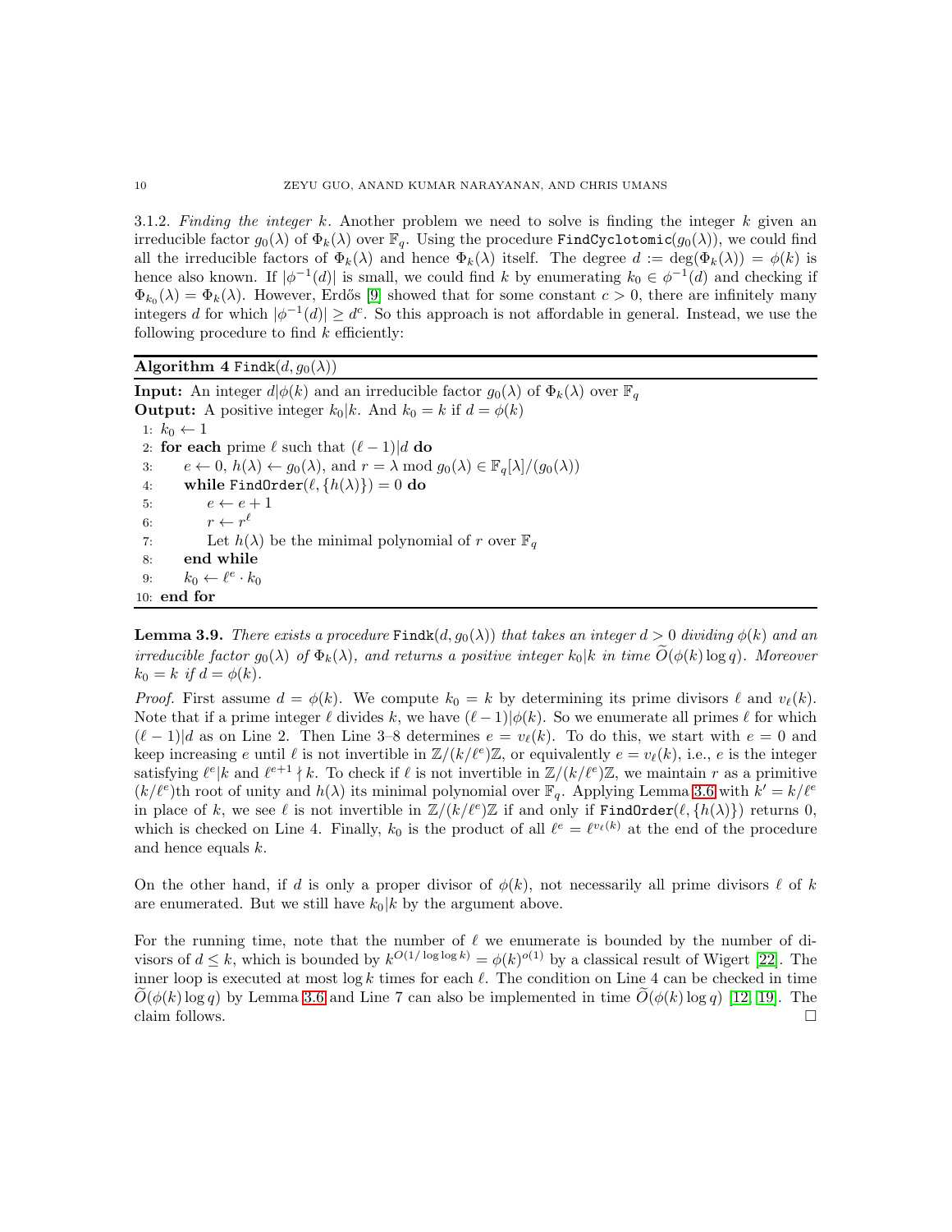3.1.2. *Finding the integer $k$.* Another problem we need to solve is finding the integer $k$ given an irreducible factor $g_0(\lambda)$ of $\Phi_k(\lambda)$ over $\mathbb{F}_q$. Using the procedure $\texttt{FindCyclotomic}(g_0(\lambda))$, we could find all the irreducible factors of $\Phi_k(\lambda)$ and hence $\Phi_k(\lambda)$ itself. The degree $d := \deg(\Phi_k(\lambda)) = \phi(k)$ is hence also known. If $|\phi^{-1}(d)|$ is small, we could find $k$ by enumerating $k_0 \in \phi^{-1}(d)$ and checking if $\Phi_{k_0}(\lambda) = \Phi_k(\lambda)$. However, Erdős [9] showed that for some constant $c > 0$, there are infinitely many integers $d$ for which $|\phi^{-1}(d)| \geq d^c$. So this approach is not affordable in general. Instead, we use the following procedure to find $k$ efficiently:

**Algorithm 4** $\texttt{Findk}(d, g_0(\lambda))$

**Input:** An integer $d|\phi(k)$ and an irreducible factor $g_0(\lambda)$ of $\Phi_k(\lambda)$ over $\mathbb{F}_q$

**Output:** A positive integer $k_0|k$. And $k_0 = k$ if $d = \phi(k)$

```
1: k_0 ← 1
2: for each prime ℓ such that (ℓ − 1)|d do
3:     e ← 0, h(λ) ← g_0(λ), and r = λ mod g_0(λ) ∈ F_q[λ]/(g_0(λ))
4:     while FindOrder(ℓ, {h(λ)}) = 0 do
5:         e ← e + 1
6:         r ← r^ℓ
7:         Let h(λ) be the minimal polynomial of r over F_q
8:     end while
9:     k_0 ← ℓ^e · k_0
10: end for
```

**Lemma 3.9.** *There exists a procedure* $\texttt{Findk}(d, g_0(\lambda))$ *that takes an integer $d > 0$ dividing $\phi(k)$ and an irreducible factor $g_0(\lambda)$ of $\Phi_k(\lambda)$, and returns a positive integer $k_0|k$ in time $\widetilde{O}(\phi(k)\log q)$. Moreover $k_0 = k$ if $d = \phi(k)$.*

*Proof.* First assume $d = \phi(k)$. We compute $k_0 = k$ by determining its prime divisors $\ell$ and $v_\ell(k)$. Note that if a prime integer $\ell$ divides $k$, we have $(\ell - 1)|\phi(k)$. So we enumerate all primes $\ell$ for which $(\ell - 1)|d$ as on Line 2. Then Line 3–8 determines $e = v_\ell(k)$. To do this, we start with $e = 0$ and keep increasing $e$ until $\ell$ is not invertible in $\mathbb{Z}/(k/\ell^e)\mathbb{Z}$, or equivalently $e = v_\ell(k)$, i.e., $e$ is the integer satisfying $\ell^e|k$ and $\ell^{e+1} \nmid k$. To check if $\ell$ is not invertible in $\mathbb{Z}/(k/\ell^e)\mathbb{Z}$, we maintain $r$ as a primitive $(k/\ell^e)$th root of unity and $h(\lambda)$ its minimal polynomial over $\mathbb{F}_q$. Applying Lemma 3.6 with $k' = k/\ell^e$ in place of $k$, we see $\ell$ is not invertible in $\mathbb{Z}/(k/\ell^e)\mathbb{Z}$ if and only if $\texttt{FindOrder}(\ell, \{h(\lambda)\})$ returns 0, which is checked on Line 4. Finally, $k_0$ is the product of all $\ell^e = \ell^{v_\ell(k)}$ at the end of the procedure and hence equals $k$.

On the other hand, if $d$ is only a proper divisor of $\phi(k)$, not necessarily all prime divisors $\ell$ of $k$ are enumerated. But we still have $k_0|k$ by the argument above.

For the running time, note that the number of $\ell$ we enumerate is bounded by the number of divisors of $d \leq k$, which is bounded by $k^{O(1/\log\log k)} = \phi(k)^{o(1)}$ by a classical result of Wigert [22]. The inner loop is executed at most $\log k$ times for each $\ell$. The condition on Line 4 can be checked in time $\widetilde{O}(\phi(k)\log q)$ by Lemma 3.6 and Line 7 can also be implemented in time $\widetilde{O}(\phi(k)\log q)$ [12, 19]. The claim follows. □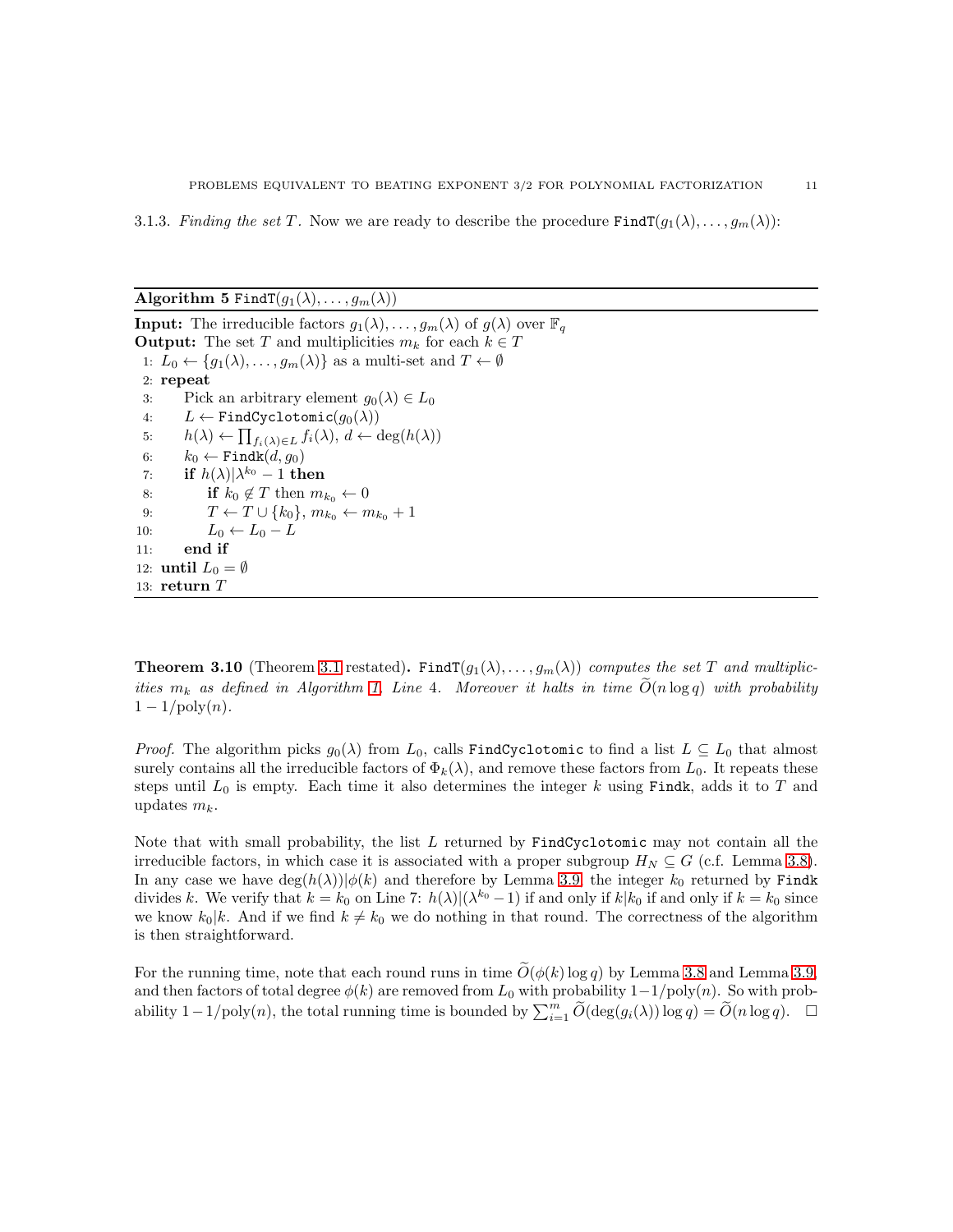3.1.3. *Finding the set $T$.* Now we are ready to describe the procedure $\texttt{FindT}(g_1(\lambda), \ldots, g_m(\lambda))$:

**Algorithm 5** $\texttt{FindT}(g_1(\lambda), \ldots, g_m(\lambda))$

**Input:** The irreducible factors $g_1(\lambda), \ldots, g_m(\lambda)$ of $g(\lambda)$ over $\mathbb{F}_q$
**Output:** The set $T$ and multiplicities $m_k$ for each $k \in T$

1: $L_0 \leftarrow \{g_1(\lambda), \ldots, g_m(\lambda)\}$ as a multi-set and $T \leftarrow \emptyset$
2: **repeat**
3: &nbsp;&nbsp;&nbsp;&nbsp;Pick an arbitrary element $g_0(\lambda) \in L_0$
4: &nbsp;&nbsp;&nbsp;&nbsp;$L \leftarrow \texttt{FindCyclotomic}(g_0(\lambda))$
5: &nbsp;&nbsp;&nbsp;&nbsp;$h(\lambda) \leftarrow \prod_{f_i(\lambda) \in L} f_i(\lambda)$, $d \leftarrow \deg(h(\lambda))$
6: &nbsp;&nbsp;&nbsp;&nbsp;$k_0 \leftarrow \texttt{Findk}(d, g_0)$
7: &nbsp;&nbsp;&nbsp;&nbsp;**if** $h(\lambda) | \lambda^{k_0} - 1$ **then**
8: &nbsp;&nbsp;&nbsp;&nbsp;&nbsp;&nbsp;&nbsp;&nbsp;**if** $k_0 \notin T$ then $m_{k_0} \leftarrow 0$
9: &nbsp;&nbsp;&nbsp;&nbsp;&nbsp;&nbsp;&nbsp;&nbsp;$T \leftarrow T \cup \{k_0\}$, $m_{k_0} \leftarrow m_{k_0} + 1$
10: &nbsp;&nbsp;&nbsp;&nbsp;&nbsp;&nbsp;&nbsp;&nbsp;$L_0 \leftarrow L_0 - L$
11: &nbsp;&nbsp;&nbsp;&nbsp;**end if**
12: **until** $L_0 = \emptyset$
13: **return** $T$

**Theorem 3.10** (Theorem 3.1 restated)**.** *$\texttt{FindT}(g_1(\lambda), \ldots, g_m(\lambda))$ computes the set $T$ and multiplicities $m_k$ as defined in Algorithm 1, Line 4. Moreover it halts in time $\widetilde{O}(n \log q)$ with probability $1 - 1/\text{poly}(n)$.*

*Proof.* The algorithm picks $g_0(\lambda)$ from $L_0$, calls $\texttt{FindCyclotomic}$ to find a list $L \subseteq L_0$ that almost surely contains all the irreducible factors of $\Phi_k(\lambda)$, and remove these factors from $L_0$. It repeats these steps until $L_0$ is empty. Each time it also determines the integer $k$ using $\texttt{Findk}$, adds it to $T$ and updates $m_k$.

Note that with small probability, the list $L$ returned by $\texttt{FindCyclotomic}$ may not contain all the irreducible factors, in which case it is associated with a proper subgroup $H_N \subseteq G$ (c.f. Lemma 3.8). In any case we have $\deg(h(\lambda)) | \phi(k)$ and therefore by Lemma 3.9, the integer $k_0$ returned by $\texttt{Findk}$ divides $k$. We verify that $k = k_0$ on Line 7: $h(\lambda) | (\lambda^{k_0} - 1)$ if and only if $k | k_0$ if and only if $k = k_0$ since we know $k_0 | k$. And if we find $k \neq k_0$ we do nothing in that round. The correctness of the algorithm is then straightforward.

For the running time, note that each round runs in time $\widetilde{O}(\phi(k) \log q)$ by Lemma 3.8 and Lemma 3.9, and then factors of total degree $\phi(k)$ are removed from $L_0$ with probability $1 - 1/\text{poly}(n)$. So with probability $1 - 1/\text{poly}(n)$, the total running time is bounded by $\sum_{i=1}^{m} \widetilde{O}(\deg(g_i(\lambda)) \log q) = \widetilde{O}(n \log q)$. $\square$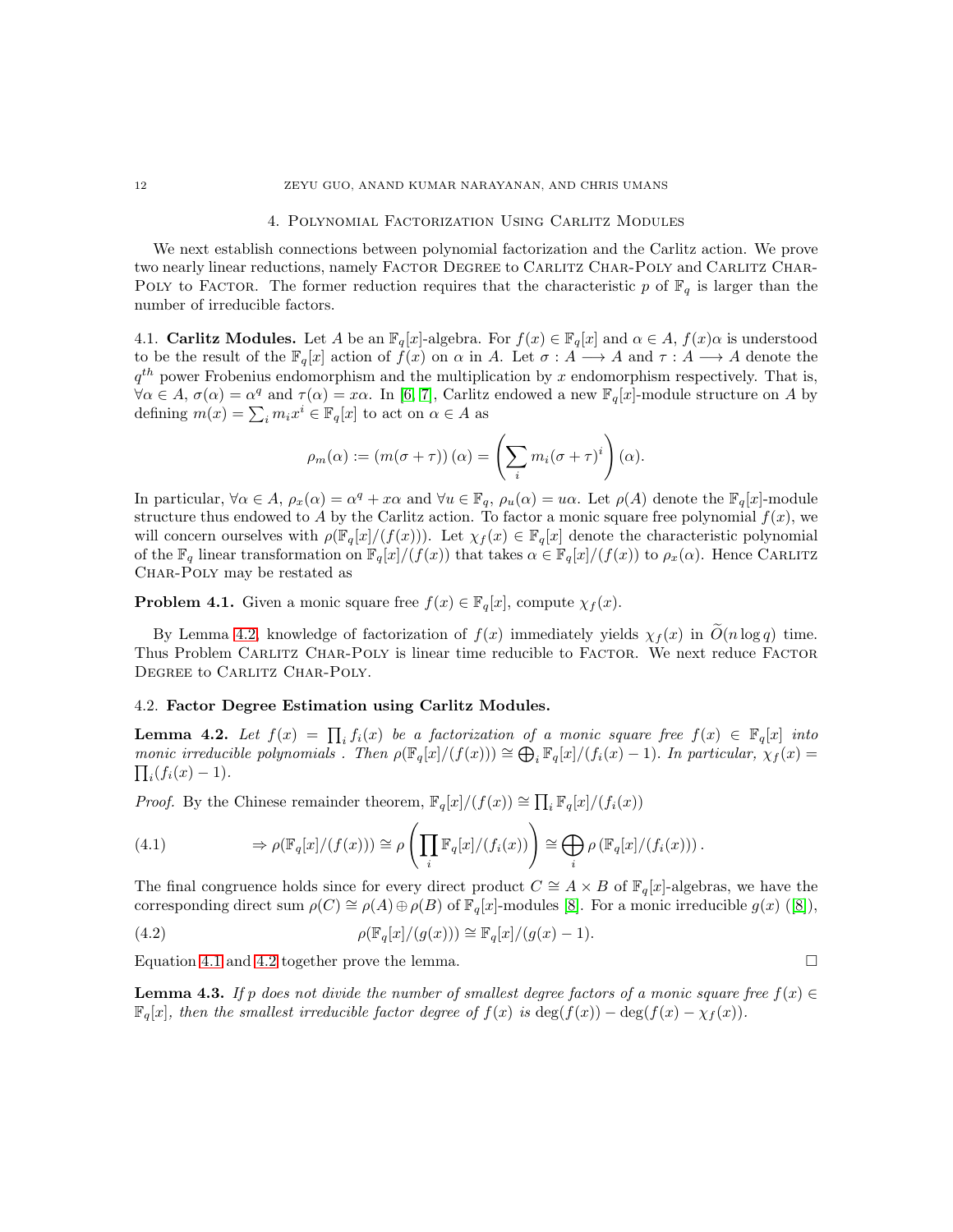## 4. Polynomial Factorization Using Carlitz Modules

We next establish connections between polynomial factorization and the Carlitz action. We prove two nearly linear reductions, namely Factor Degree to Carlitz Char-Poly and Carlitz Char-Poly to Factor. The former reduction requires that the characteristic $p$ of $\mathbb{F}_q$ is larger than the number of irreducible factors.

### 4.1. Carlitz Modules.

Let $A$ be an $\mathbb{F}_q[x]$-algebra. For $f(x) \in \mathbb{F}_q[x]$ and $\alpha \in A$, $f(x)\alpha$ is understood to be the result of the $\mathbb{F}_q[x]$ action of $f(x)$ on $\alpha$ in $A$. Let $\sigma : A \longrightarrow A$ and $\tau : A \longrightarrow A$ denote the $q^{th}$ power Frobenius endomorphism and the multiplication by $x$ endomorphism respectively. That is, $\forall \alpha \in A$, $\sigma(\alpha) = \alpha^q$ and $\tau(\alpha) = x\alpha$. In [6, 7], Carlitz endowed a new $\mathbb{F}_q[x]$-module structure on $A$ by defining $m(x) = \sum_i m_i x^i \in \mathbb{F}_q[x]$ to act on $\alpha \in A$ as

$$\rho_m(\alpha) := \left(m(\sigma + \tau)\right)(\alpha) = \left(\sum_i m_i(\sigma + \tau)^i\right)(\alpha).$$

In particular, $\forall \alpha \in A$, $\rho_x(\alpha) = \alpha^q + x\alpha$ and $\forall u \in \mathbb{F}_q$, $\rho_u(\alpha) = u\alpha$. Let $\rho(A)$ denote the $\mathbb{F}_q[x]$-module structure thus endowed to $A$ by the Carlitz action. To factor a monic square free polynomial $f(x)$, we will concern ourselves with $\rho(\mathbb{F}_q[x]/(f(x)))$. Let $\chi_f(x) \in \mathbb{F}_q[x]$ denote the characteristic polynomial of the $\mathbb{F}_q$ linear transformation on $\mathbb{F}_q[x]/(f(x))$ that takes $\alpha \in \mathbb{F}_q[x]/(f(x))$ to $\rho_x(\alpha)$. Hence Carlitz Char-Poly may be restated as

**Problem 4.1.** Given a monic square free $f(x) \in \mathbb{F}_q[x]$, compute $\chi_f(x)$.

By Lemma 4.2, knowledge of factorization of $f(x)$ immediately yields $\chi_f(x)$ in $\widetilde{O}(n \log q)$ time. Thus Problem Carlitz Char-Poly is linear time reducible to Factor. We next reduce Factor Degree to Carlitz Char-Poly.

### 4.2. Factor Degree Estimation using Carlitz Modules.

**Lemma 4.2.** *Let $f(x) = \prod_i f_i(x)$ be a factorization of a monic square free $f(x) \in \mathbb{F}_q[x]$ into monic irreducible polynomials . Then $\rho(\mathbb{F}_q[x]/(f(x))) \cong \bigoplus_i \mathbb{F}_q[x]/(f_i(x) - 1)$. In particular, $\chi_f(x) = \prod_i (f_i(x) - 1)$.*

*Proof.* By the Chinese remainder theorem, $\mathbb{F}_q[x]/(f(x)) \cong \prod_i \mathbb{F}_q[x]/(f_i(x))$

$$\Rightarrow \rho(\mathbb{F}_q[x]/(f(x))) \cong \rho\left(\prod_i \mathbb{F}_q[x]/(f_i(x))\right) \cong \bigoplus_i \rho\left(\mathbb{F}_q[x]/(f_i(x))\right). \tag{4.1}$$

The final congruence holds since for every direct product $C \cong A \times B$ of $\mathbb{F}_q[x]$-algebras, we have the corresponding direct sum $\rho(C) \cong \rho(A) \oplus \rho(B)$ of $\mathbb{F}_q[x]$-modules [8]. For a monic irreducible $g(x)$ ([8]),

$$\rho(\mathbb{F}_q[x]/(g(x))) \cong \mathbb{F}_q[x]/(g(x) - 1). \tag{4.2}$$

Equation 4.1 and 4.2 together prove the lemma. $\square$

**Lemma 4.3.** *If $p$ does not divide the number of smallest degree factors of a monic square free $f(x) \in \mathbb{F}_q[x]$, then the smallest irreducible factor degree of $f(x)$ is $\deg(f(x)) - \deg(f(x) - \chi_f(x))$.*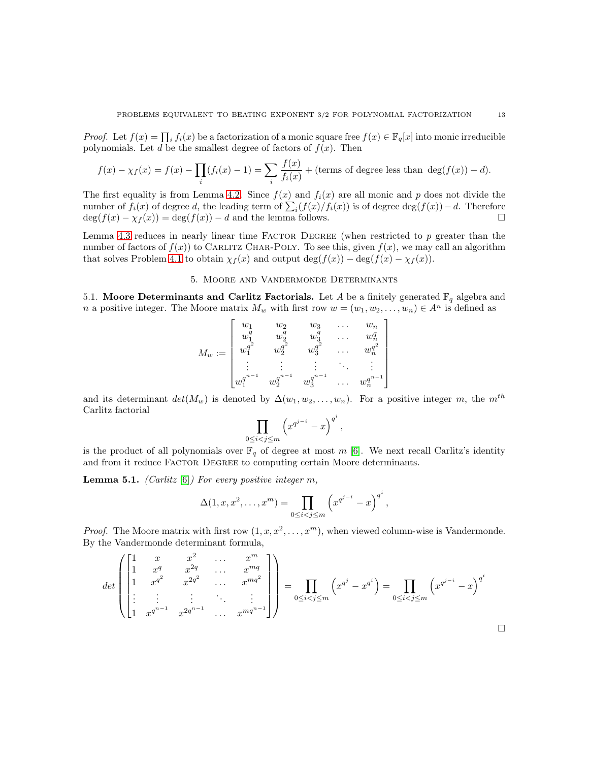*Proof.* Let $f(x) = \prod_i f_i(x)$ be a factorization of a monic square free $f(x) \in \mathbb{F}_q[x]$ into monic irreducible polynomials. Let $d$ be the smallest degree of factors of $f(x)$. Then

$$f(x) - \chi_f(x) = f(x) - \prod_i (f_i(x) - 1) = \sum_i \frac{f(x)}{f_i(x)} + (\text{terms of degree less than } \deg(f(x)) - d).$$

The first equality is from Lemma 4.2. Since $f(x)$ and $f_i(x)$ are all monic and $p$ does not divide the number of $f_i(x)$ of degree $d$, the leading term of $\sum_i (f(x)/f_i(x))$ is of degree $\deg(f(x)) - d$. Therefore $\deg(f(x) - \chi_f(x)) = \deg(f(x)) - d$ and the lemma follows. □

Lemma 4.3 reduces in nearly linear time Factor Degree (when restricted to $p$ greater than the number of factors of $f(x)$) to Carlitz Char-Poly. To see this, given $f(x)$, we may call an algorithm that solves Problem 4.1 to obtain $\chi_f(x)$ and output $\deg(f(x)) - \deg(f(x) - \chi_f(x))$.

## 5. Moore and Vandermonde Determinants

**5.1. Moore Determinants and Carlitz Factorials.** Let $A$ be a finitely generated $\mathbb{F}_q$ algebra and $n$ a positive integer. The Moore matrix $M_w$ with first row $w = (w_1, w_2, \ldots, w_n) \in A^n$ is defined as

$$M_w := \begin{bmatrix} w_1 & w_2 & w_3 & \ldots & w_n \\ w_1^q & w_2^q & w_3^q & \ldots & w_n^q \\ w_1^{q^2} & w_2^{q^2} & w_3^{q^2} & \ldots & w_n^{q^2} \\ \vdots & \vdots & \vdots & \ddots & \vdots \\ w_1^{q^{n-1}} & w_2^{q^{n-1}} & w_3^{q^{n-1}} & \ldots & w_n^{q^{n-1}} \end{bmatrix}$$

and its determinant $det(M_w)$ is denoted by $\Delta(w_1, w_2, \ldots, w_n)$. For a positive integer $m$, the $m^{th}$ Carlitz factorial

$$\prod_{0 \le i < j \le m} \left(x^{q^{j-i}} - x\right)^{q^i},$$

is the product of all polynomials over $\mathbb{F}_q$ of degree at most $m$ [6]. We next recall Carlitz's identity and from it reduce Factor Degree to computing certain Moore determinants.

**Lemma 5.1.** *(Carlitz [6]) For every positive integer $m$,*

$$\Delta(1, x, x^2, \ldots, x^m) = \prod_{0 \le i < j \le m} \left(x^{q^{j-i}} - x\right)^{q^i},$$

*Proof.* The Moore matrix with first row $(1, x, x^2, \ldots, x^m)$, when viewed column-wise is Vandermonde. By the Vandermonde determinant formula,

$$det\left(\begin{bmatrix} 1 & x & x^2 & \ldots & x^m \\ 1 & x^q & x^{2q} & \ldots & x^{mq} \\ 1 & x^{q^2} & x^{2q^2} & \ldots & x^{mq^2} \\ \vdots & \vdots & \vdots & \ddots & \vdots \\ 1 & x^{q^{n-1}} & x^{2q^{n-1}} & \ldots & x^{mq^{n-1}} \end{bmatrix}\right) = \prod_{0 \le i < j \le m} \left(x^{q^j} - x^{q^i}\right) = \prod_{0 \le i < j \le m} \left(x^{q^{j-i}} - x\right)^{q^i}$$

□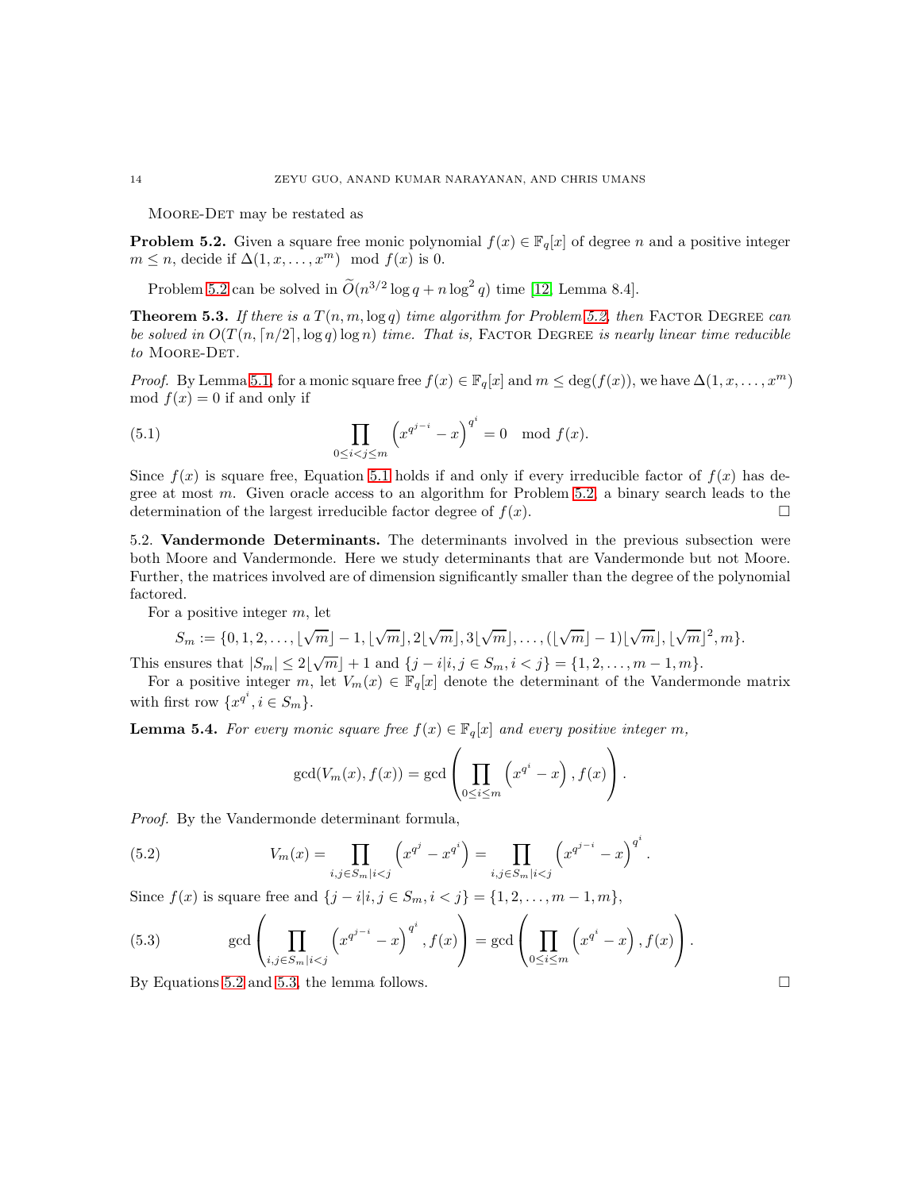Moore-Det may be restated as

**Problem 5.2.** Given a square free monic polynomial $f(x) \in \mathbb{F}_q[x]$ of degree $n$ and a positive integer $m \leq n$, decide if $\Delta(1, x, \ldots, x^m) \mod f(x)$ is 0.

Problem 5.2 can be solved in $\widetilde{O}(n^{3/2} \log q + n \log^2 q)$ time [12, Lemma 8.4].

**Theorem 5.3.** *If there is a $T(n, m, \log q)$ time algorithm for Problem 5.2, then* Factor Degree *can be solved in $O(T(n, \lceil n/2 \rceil, \log q) \log n)$ time. That is,* Factor Degree *is nearly linear time reducible to* Moore-Det.

*Proof.* By Lemma 5.1, for a monic square free $f(x) \in \mathbb{F}_q[x]$ and $m \leq \deg(f(x))$, we have $\Delta(1, x, \ldots, x^m) \mod f(x) = 0$ if and only if

$$\prod_{0 \leq i < j \leq m} \left( x^{q^{j-i}} - x \right)^{q^i} = 0 \mod f(x). \tag{5.1}$$

Since $f(x)$ is square free, Equation 5.1 holds if and only if every irreducible factor of $f(x)$ has degree at most $m$. Given oracle access to an algorithm for Problem 5.2, a binary search leads to the determination of the largest irreducible factor degree of $f(x)$. □

5.2. **Vandermonde Determinants.** The determinants involved in the previous subsection were both Moore and Vandermonde. Here we study determinants that are Vandermonde but not Moore. Further, the matrices involved are of dimension significantly smaller than the degree of the polynomial factored.

For a positive integer $m$, let

$$S_m := \{0, 1, 2, \ldots, \lfloor \sqrt{m} \rfloor - 1, \lfloor \sqrt{m} \rfloor, 2\lfloor \sqrt{m} \rfloor, 3\lfloor \sqrt{m} \rfloor, \ldots, (\lfloor \sqrt{m} \rfloor - 1)\lfloor \sqrt{m} \rfloor, \lfloor \sqrt{m} \rfloor^2, m\}.$$

This ensures that $|S_m| \leq 2\lfloor \sqrt{m} \rfloor + 1$ and $\{j - i | i, j \in S_m, i < j\} = \{1, 2, \ldots, m-1, m\}$.

For a positive integer $m$, let $V_m(x) \in \mathbb{F}_q[x]$ denote the determinant of the Vandermonde matrix with first row $\{x^{q^i}, i \in S_m\}$.

**Lemma 5.4.** *For every monic square free $f(x) \in \mathbb{F}_q[x]$ and every positive integer $m$,*

$$\gcd(V_m(x), f(x)) = \gcd\left( \prod_{0 \leq i \leq m} \left( x^{q^i} - x \right), f(x) \right).$$

*Proof.* By the Vandermonde determinant formula,

$$V_m(x) = \prod_{i,j \in S_m | i < j} \left( x^{q^j} - x^{q^i} \right) = \prod_{i,j \in S_m | i < j} \left( x^{q^{j-i}} - x \right)^{q^i}. \tag{5.2}$$

Since $f(x)$ is square free and $\{j - i | i, j \in S_m, i < j\} = \{1, 2, \ldots, m-1, m\}$,

$$\gcd\left( \prod_{i,j \in S_m | i < j} \left( x^{q^{j-i}} - x \right)^{q^i}, f(x) \right) = \gcd\left( \prod_{0 \leq i \leq m} \left( x^{q^i} - x \right), f(x) \right). \tag{5.3}$$

By Equations 5.2 and 5.3, the lemma follows. □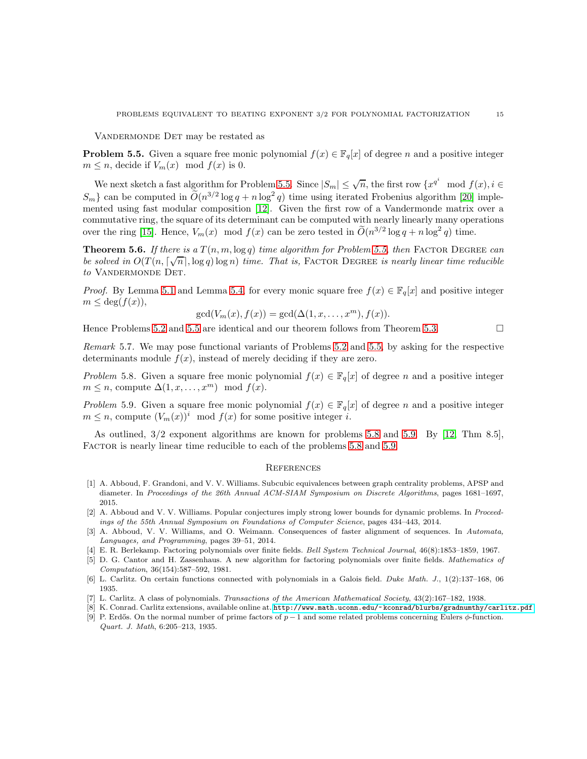Vandermonde Det may be restated as

**Problem 5.5.** Given a square free monic polynomial $f(x) \in \mathbb{F}_q[x]$ of degree $n$ and a positive integer $m \leq n$, decide if $V_m(x) \mod f(x)$ is 0.

We next sketch a fast algorithm for Problem 5.5. Since $|S_m| \leq \sqrt{n}$, the first row $\{x^{q^i} \mod f(x), i \in S_m\}$ can be computed in $\widetilde{O}(n^{3/2} \log q + n \log^2 q)$ time using iterated Frobenius algorithm [20] implemented using fast modular composition [12]. Given the first row of a Vandermonde matrix over a commutative ring, the square of its determinant can be computed with nearly linearly many operations over the ring [15]. Hence, $V_m(x) \mod f(x)$ can be zero tested in $\widetilde{O}(n^{3/2} \log q + n \log^2 q)$ time.

**Theorem 5.6.** *If there is a $T(n, m, \log q)$ time algorithm for Problem 5.5, then* Factor Degree *can be solved in $O(T(n, \lceil\sqrt{n}\rceil, \log q) \log n)$ time. That is,* Factor Degree *is nearly linear time reducible to* Vandermonde Det.

*Proof.* By Lemma 5.1 and Lemma 5.4, for every monic square free $f(x) \in \mathbb{F}_q[x]$ and positive integer $m \leq \deg(f(x))$,

$$\gcd(V_m(x), f(x)) = \gcd(\Delta(1, x, \ldots, x^m), f(x)).$$

Hence Problems 5.2 and 5.5 are identical and our theorem follows from Theorem 5.3. □

*Remark* 5.7. We may pose functional variants of Problems 5.2 and 5.5, by asking for the respective determinants module $f(x)$, instead of merely deciding if they are zero.

*Problem* 5.8. Given a square free monic polynomial $f(x) \in \mathbb{F}_q[x]$ of degree $n$ and a positive integer $m \leq n$, compute $\Delta(1, x, \ldots, x^m) \mod f(x)$.

*Problem* 5.9. Given a square free monic polynomial $f(x) \in \mathbb{F}_q[x]$ of degree $n$ and a positive integer $m \leq n$, compute $(V_m(x))^i \mod f(x)$ for some positive integer $i$.

As outlined, 3/2 exponent algorithms are known for problems 5.8 and 5.9. By [12, Thm 8.5], Factor is nearly linear time reducible to each of the problems 5.8 and 5.9.

## References

[1] A. Abboud, F. Grandoni, and V. V. Williams. Subcubic equivalences between graph centrality problems, APSP and diameter. In *Proceedings of the 26th Annual ACM-SIAM Symposium on Discrete Algorithms*, pages 1681–1697, 2015.

[2] A. Abboud and V. V. Williams. Popular conjectures imply strong lower bounds for dynamic problems. In *Proceedings of the 55th Annual Symposium on Foundations of Computer Science*, pages 434–443, 2014.

[3] A. Abboud, V. V. Williams, and O. Weimann. Consequences of faster alignment of sequences. In *Automata, Languages, and Programming*, pages 39–51, 2014.

[4] E. R. Berlekamp. Factoring polynomials over finite fields. *Bell System Technical Journal*, 46(8):1853–1859, 1967.

[5] D. G. Cantor and H. Zassenhaus. A new algorithm for factoring polynomials over finite fields. *Mathematics of Computation*, 36(154):587–592, 1981.

[6] L. Carlitz. On certain functions connected with polynomials in a Galois field. *Duke Math. J.*, 1(2):137–168, 06 1935.

[7] L. Carlitz. A class of polynomials. *Transactions of the American Mathematical Society*, 43(2):167–182, 1938.

[8] K. Conrad. Carlitz extensions, available online at. http://www.math.uconn.edu/~kconrad/blurbs/gradnumthy/carlitz.pdf.

[9] P. Erdős. On the normal number of prime factors of $p - 1$ and some related problems concerning Eulers $\phi$-function. *Quart. J. Math*, 6:205–213, 1935.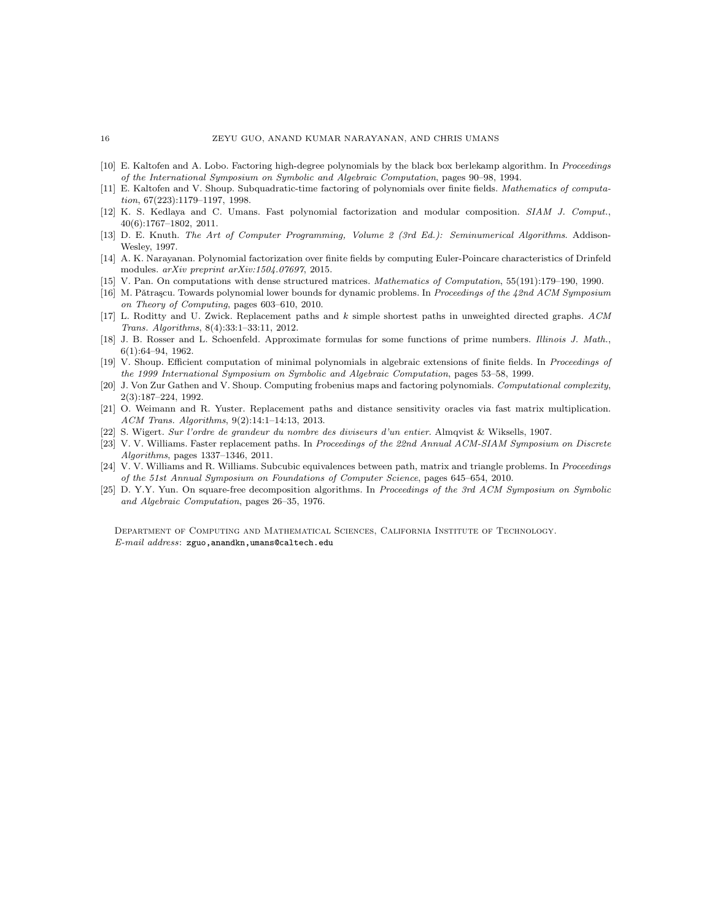[10] E. Kaltofen and A. Lobo. Factoring high-degree polynomials by the black box berlekamp algorithm. In *Proceedings of the International Symposium on Symbolic and Algebraic Computation*, pages 90–98, 1994.

[11] E. Kaltofen and V. Shoup. Subquadratic-time factoring of polynomials over finite fields. *Mathematics of computation*, 67(223):1179–1197, 1998.

[12] K. S. Kedlaya and C. Umans. Fast polynomial factorization and modular composition. *SIAM J. Comput.*, 40(6):1767–1802, 2011.

[13] D. E. Knuth. *The Art of Computer Programming, Volume 2 (3rd Ed.): Seminumerical Algorithms*. Addison-Wesley, 1997.

[14] A. K. Narayanan. Polynomial factorization over finite fields by computing Euler-Poincare characteristics of Drinfeld modules. *arXiv preprint arXiv:1504.07697*, 2015.

[15] V. Pan. On computations with dense structured matrices. *Mathematics of Computation*, 55(191):179–190, 1990.

[16] M. Pătraşcu. Towards polynomial lower bounds for dynamic problems. In *Proceedings of the 42nd ACM Symposium on Theory of Computing*, pages 603–610, 2010.

[17] L. Roditty and U. Zwick. Replacement paths and $k$ simple shortest paths in unweighted directed graphs. *ACM Trans. Algorithms*, 8(4):33:1–33:11, 2012.

[18] J. B. Rosser and L. Schoenfeld. Approximate formulas for some functions of prime numbers. *Illinois J. Math.*, 6(1):64–94, 1962.

[19] V. Shoup. Efficient computation of minimal polynomials in algebraic extensions of finite fields. In *Proceedings of the 1999 International Symposium on Symbolic and Algebraic Computation*, pages 53–58, 1999.

[20] J. Von Zur Gathen and V. Shoup. Computing frobenius maps and factoring polynomials. *Computational complexity*, 2(3):187–224, 1992.

[21] O. Weimann and R. Yuster. Replacement paths and distance sensitivity oracles via fast matrix multiplication. *ACM Trans. Algorithms*, 9(2):14:1–14:13, 2013.

[22] S. Wigert. *Sur l'ordre de grandeur du nombre des diviseurs d'un entier*. Almqvist & Wiksells, 1907.

[23] V. V. Williams. Faster replacement paths. In *Proceedings of the 22nd Annual ACM-SIAM Symposium on Discrete Algorithms*, pages 1337–1346, 2011.

[24] V. V. Williams and R. Williams. Subcubic equivalences between path, matrix and triangle problems. In *Proceedings of the 51st Annual Symposium on Foundations of Computer Science*, pages 645–654, 2010.

[25] D. Y.Y. Yun. On square-free decomposition algorithms. In *Proceedings of the 3rd ACM Symposium on Symbolic and Algebraic Computation*, pages 26–35, 1976.

Department of Computing and Mathematical Sciences, California Institute of Technology.
*E-mail address*: `zguo,anandkn,umans@caltech.edu`